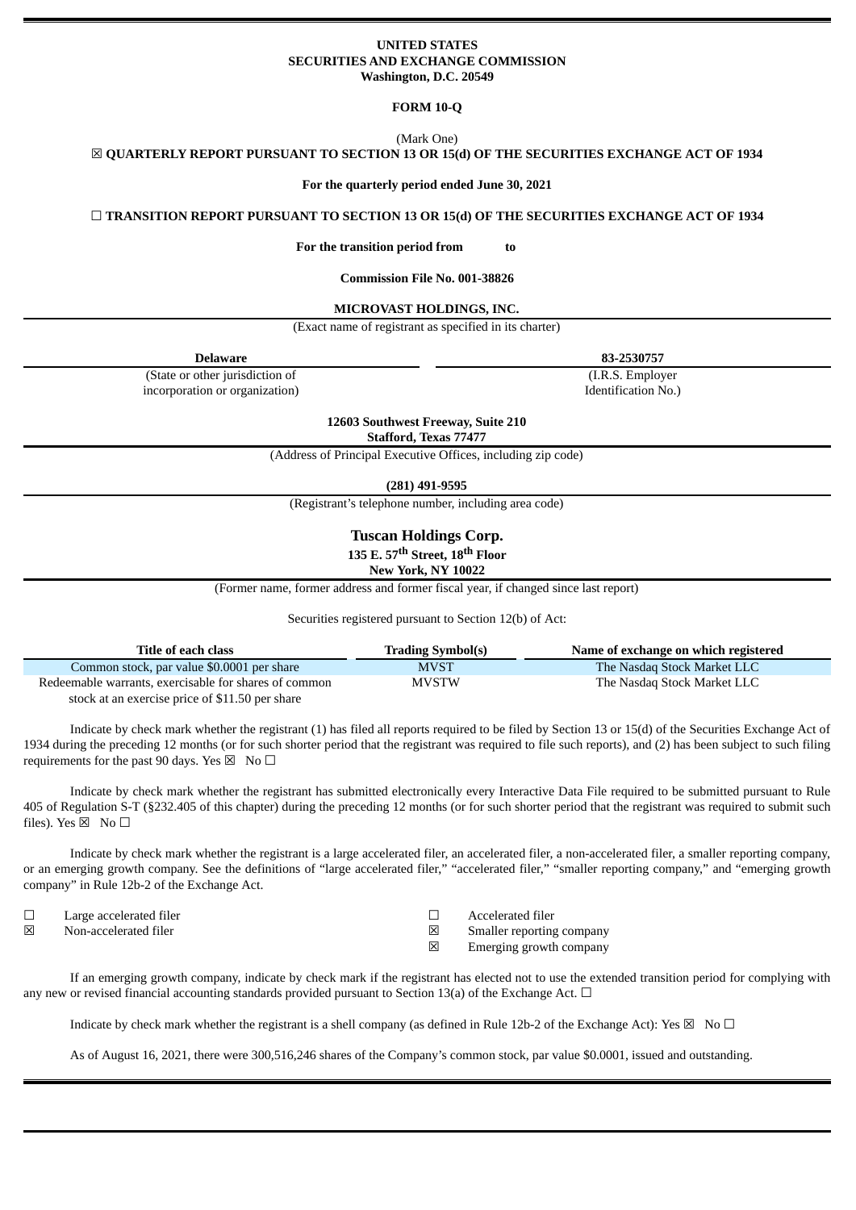**UNITED STATES**
**SECURITIES AND EXCHANGE COMMISSION**
**Washington, D.C. 20549**

**FORM 10-Q**

(Mark One)

☒ **QUARTERLY REPORT PURSUANT TO SECTION 13 OR 15(d) OF THE SECURITIES EXCHANGE ACT OF 1934**

**For the quarterly period ended June 30, 2021**

☐ **TRANSITION REPORT PURSUANT TO SECTION 13 OR 15(d) OF THE SECURITIES EXCHANGE ACT OF 1934**

**For the transition period from to**

**Commission File No. 001-38826**

**MICROVAST HOLDINGS, INC.**

(Exact name of registrant as specified in its charter)

| **Delaware** | **83-2530757** |
|---|---|
| (State or other jurisdiction of incorporation or organization) | (I.R.S. Employer Identification No.) |

**12603 Southwest Freeway, Suite 210**
**Stafford, Texas 77477**

(Address of Principal Executive Offices, including zip code)

**(281) 491-9595**

(Registrant's telephone number, including area code)

**Tuscan Holdings Corp.**
**135 E. 57th Street, 18th Floor**
**New York, NY 10022**

(Former name, former address and former fiscal year, if changed since last report)

Securities registered pursuant to Section 12(b) of Act:

| Title of each class | Trading Symbol(s) | Name of exchange on which registered |
|---|---|---|
| Common stock, par value $0.0001 per share | MVST | The Nasdaq Stock Market LLC |
| Redeemable warrants, exercisable for shares of common stock at an exercise price of $11.50 per share | MVSTW | The Nasdaq Stock Market LLC |

Indicate by check mark whether the registrant (1) has filed all reports required to be filed by Section 13 or 15(d) of the Securities Exchange Act of 1934 during the preceding 12 months (or for such shorter period that the registrant was required to file such reports), and (2) has been subject to such filing requirements for the past 90 days. Yes ☒ No ☐

Indicate by check mark whether the registrant has submitted electronically every Interactive Data File required to be submitted pursuant to Rule 405 of Regulation S-T (§232.405 of this chapter) during the preceding 12 months (or for such shorter period that the registrant was required to submit such files). Yes ☒ No ☐

Indicate by check mark whether the registrant is a large accelerated filer, an accelerated filer, a non-accelerated filer, a smaller reporting company, or an emerging growth company. See the definitions of "large accelerated filer," "accelerated filer," "smaller reporting company," and "emerging growth company" in Rule 12b-2 of the Exchange Act.

| | | | |
|---|---|---|---|
| ☐ | Large accelerated filer | ☐ | Accelerated filer |
| ☒ | Non-accelerated filer | ☒ | Smaller reporting company |
| | | ☒ | Emerging growth company |

If an emerging growth company, indicate by check mark if the registrant has elected not to use the extended transition period for complying with any new or revised financial accounting standards provided pursuant to Section 13(a) of the Exchange Act. ☐

Indicate by check mark whether the registrant is a shell company (as defined in Rule 12b-2 of the Exchange Act): Yes ☒ No ☐

As of August 16, 2021, there were 300,516,246 shares of the Company's common stock, par value $0.0001, issued and outstanding.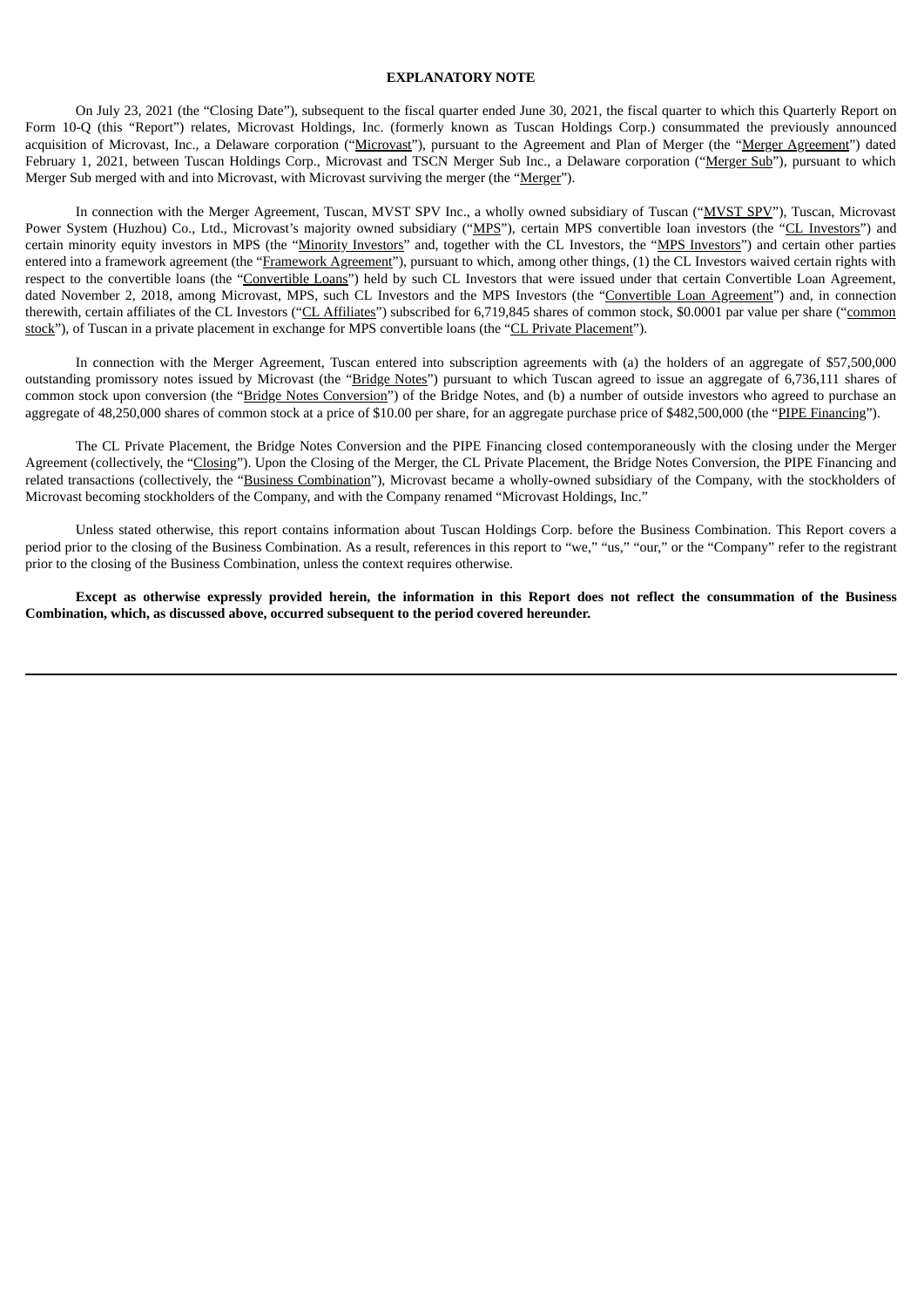## EXPLANATORY NOTE

On July 23, 2021 (the "Closing Date"), subsequent to the fiscal quarter ended June 30, 2021, the fiscal quarter to which this Quarterly Report on Form 10-Q (this "Report") relates, Microvast Holdings, Inc. (formerly known as Tuscan Holdings Corp.) consummated the previously announced acquisition of Microvast, Inc., a Delaware corporation ("Microvast"), pursuant to the Agreement and Plan of Merger (the "Merger Agreement") dated February 1, 2021, between Tuscan Holdings Corp., Microvast and TSCN Merger Sub Inc., a Delaware corporation ("Merger Sub"), pursuant to which Merger Sub merged with and into Microvast, with Microvast surviving the merger (the "Merger").

In connection with the Merger Agreement, Tuscan, MVST SPV Inc., a wholly owned subsidiary of Tuscan ("MVST SPV"), Tuscan, Microvast Power System (Huzhou) Co., Ltd., Microvast's majority owned subsidiary ("MPS"), certain MPS convertible loan investors (the "CL Investors") and certain minority equity investors in MPS (the "Minority Investors" and, together with the CL Investors, the "MPS Investors") and certain other parties entered into a framework agreement (the "Framework Agreement"), pursuant to which, among other things, (1) the CL Investors waived certain rights with respect to the convertible loans (the "Convertible Loans") held by such CL Investors that were issued under that certain Convertible Loan Agreement, dated November 2, 2018, among Microvast, MPS, such CL Investors and the MPS Investors (the "Convertible Loan Agreement") and, in connection therewith, certain affiliates of the CL Investors ("CL Affiliates") subscribed for 6,719,845 shares of common stock, $0.0001 par value per share ("common stock"), of Tuscan in a private placement in exchange for MPS convertible loans (the "CL Private Placement").

In connection with the Merger Agreement, Tuscan entered into subscription agreements with (a) the holders of an aggregate of $57,500,000 outstanding promissory notes issued by Microvast (the "Bridge Notes") pursuant to which Tuscan agreed to issue an aggregate of 6,736,111 shares of common stock upon conversion (the "Bridge Notes Conversion") of the Bridge Notes, and (b) a number of outside investors who agreed to purchase an aggregate of 48,250,000 shares of common stock at a price of $10.00 per share, for an aggregate purchase price of $482,500,000 (the "PIPE Financing").

The CL Private Placement, the Bridge Notes Conversion and the PIPE Financing closed contemporaneously with the closing under the Merger Agreement (collectively, the "Closing"). Upon the Closing of the Merger, the CL Private Placement, the Bridge Notes Conversion, the PIPE Financing and related transactions (collectively, the "Business Combination"), Microvast became a wholly-owned subsidiary of the Company, with the stockholders of Microvast becoming stockholders of the Company, and with the Company renamed "Microvast Holdings, Inc."

Unless stated otherwise, this report contains information about Tuscan Holdings Corp. before the Business Combination. This Report covers a period prior to the closing of the Business Combination. As a result, references in this report to "we," "us," "our," or the "Company" refer to the registrant prior to the closing of the Business Combination, unless the context requires otherwise.

**Except as otherwise expressly provided herein, the information in this Report does not reflect the consummation of the Business Combination, which, as discussed above, occurred subsequent to the period covered hereunder.**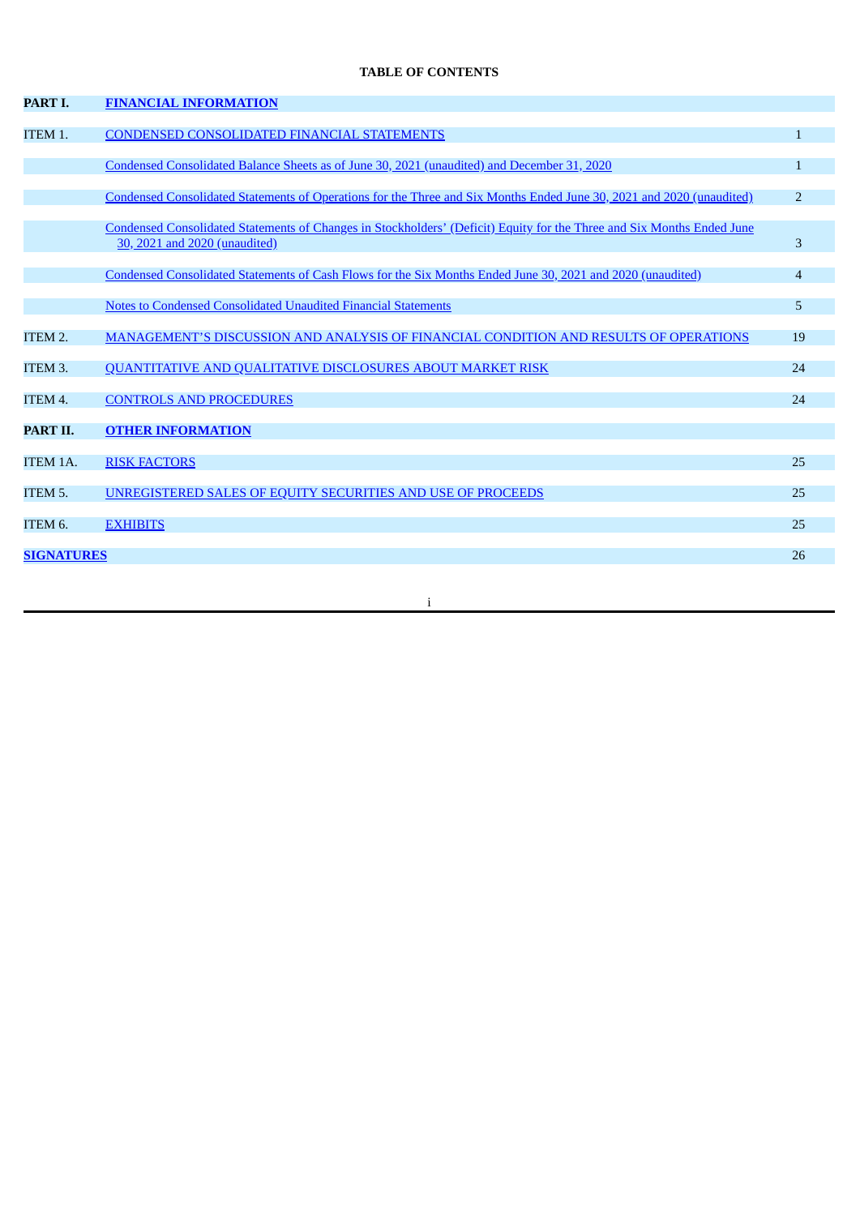**TABLE OF CONTENTS**

| | | |
|---|---|---|
| **PART I.** | **FINANCIAL INFORMATION** | |
| ITEM 1. | CONDENSED CONSOLIDATED FINANCIAL STATEMENTS | 1 |
| | Condensed Consolidated Balance Sheets as of June 30, 2021 (unaudited) and December 31, 2020 | 1 |
| | Condensed Consolidated Statements of Operations for the Three and Six Months Ended June 30, 2021 and 2020 (unaudited) | 2 |
| | Condensed Consolidated Statements of Changes in Stockholders' (Deficit) Equity for the Three and Six Months Ended June 30, 2021 and 2020 (unaudited) | 3 |
| | Condensed Consolidated Statements of Cash Flows for the Six Months Ended June 30, 2021 and 2020 (unaudited) | 4 |
| | Notes to Condensed Consolidated Unaudited Financial Statements | 5 |
| ITEM 2. | MANAGEMENT'S DISCUSSION AND ANALYSIS OF FINANCIAL CONDITION AND RESULTS OF OPERATIONS | 19 |
| ITEM 3. | QUANTITATIVE AND QUALITATIVE DISCLOSURES ABOUT MARKET RISK | 24 |
| ITEM 4. | CONTROLS AND PROCEDURES | 24 |
| **PART II.** | **OTHER INFORMATION** | |
| ITEM 1A. | RISK FACTORS | 25 |
| ITEM 5. | UNREGISTERED SALES OF EQUITY SECURITIES AND USE OF PROCEEDS | 25 |
| ITEM 6. | EXHIBITS | 25 |
| **SIGNATURES** | | 26 |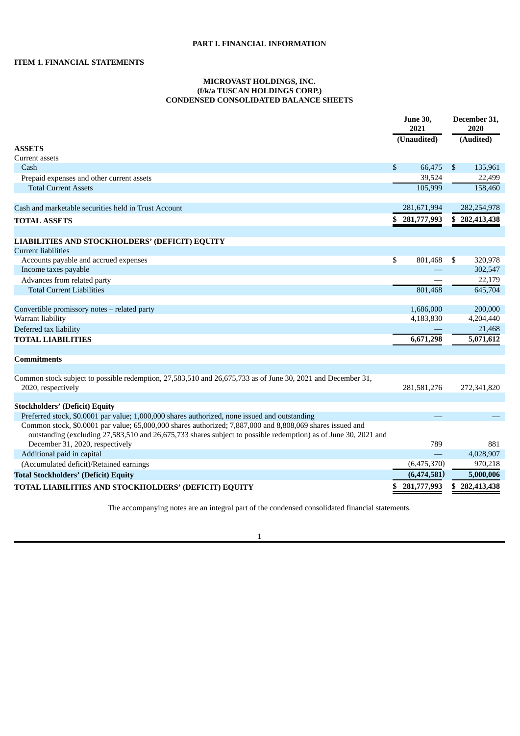# PART I. FINANCIAL INFORMATION

## ITEM 1. FINANCIAL STATEMENTS

### MICROVAST HOLDINGS, INC.
### (f/k/a TUSCAN HOLDINGS CORP.)
### CONDENSED CONSOLIDATED BALANCE SHEETS

| | June 30, 2021 | December 31, 2020 |
|---|---|---|
| | (Unaudited) | (Audited) |
| **ASSETS** | | |
| Current assets | | |
| Cash | $ 66,475 | $ 135,961 |
| Prepaid expenses and other current assets | 39,524 | 22,499 |
| Total Current Assets | 105,999 | 158,460 |
| | | |
| Cash and marketable securities held in Trust Account | 281,671,994 | 282,254,978 |
| **TOTAL ASSETS** | **$ 281,777,993** | **$ 282,413,438** |
| | | |
| **LIABILITIES AND STOCKHOLDERS' (DEFICIT) EQUITY** | | |
| Current liabilities | | |
| Accounts payable and accrued expenses | $ 801,468 | $ 320,978 |
| Income taxes payable | — | 302,547 |
| Advances from related party | — | 22,179 |
| Total Current Liabilities | 801,468 | 645,704 |
| | | |
| Convertible promissory notes – related party | 1,686,000 | 200,000 |
| Warrant liability | 4,183,830 | 4,204,440 |
| Deferred tax liability | — | 21,468 |
| **TOTAL LIABILITIES** | **6,671,298** | **5,071,612** |
| | | |
| **Commitments** | | |
| | | |
| Common stock subject to possible redemption, 27,583,510 and 26,675,733 as of June 30, 2021 and December 31, 2020, respectively | 281,581,276 | 272,341,820 |
| | | |
| **Stockholders' (Deficit) Equity** | | |
| Preferred stock, $0.0001 par value; 1,000,000 shares authorized, none issued and outstanding | — | — |
| Common stock, $0.0001 par value; 65,000,000 shares authorized; 7,887,000 and 8,808,069 shares issued and outstanding (excluding 27,583,510 and 26,675,733 shares subject to possible redemption) as of June 30, 2021 and December 31, 2020, respectively | 789 | 881 |
| Additional paid in capital | — | 4,028,907 |
| (Accumulated deficit)/Retained earnings | (6,475,370) | 970,218 |
| **Total Stockholders' (Deficit) Equity** | **(6,474,581)** | **5,000,006** |
| **TOTAL LIABILITIES AND STOCKHOLDERS' (DEFICIT) EQUITY** | **$ 281,777,993** | **$ 282,413,438** |

The accompanying notes are an integral part of the condensed consolidated financial statements.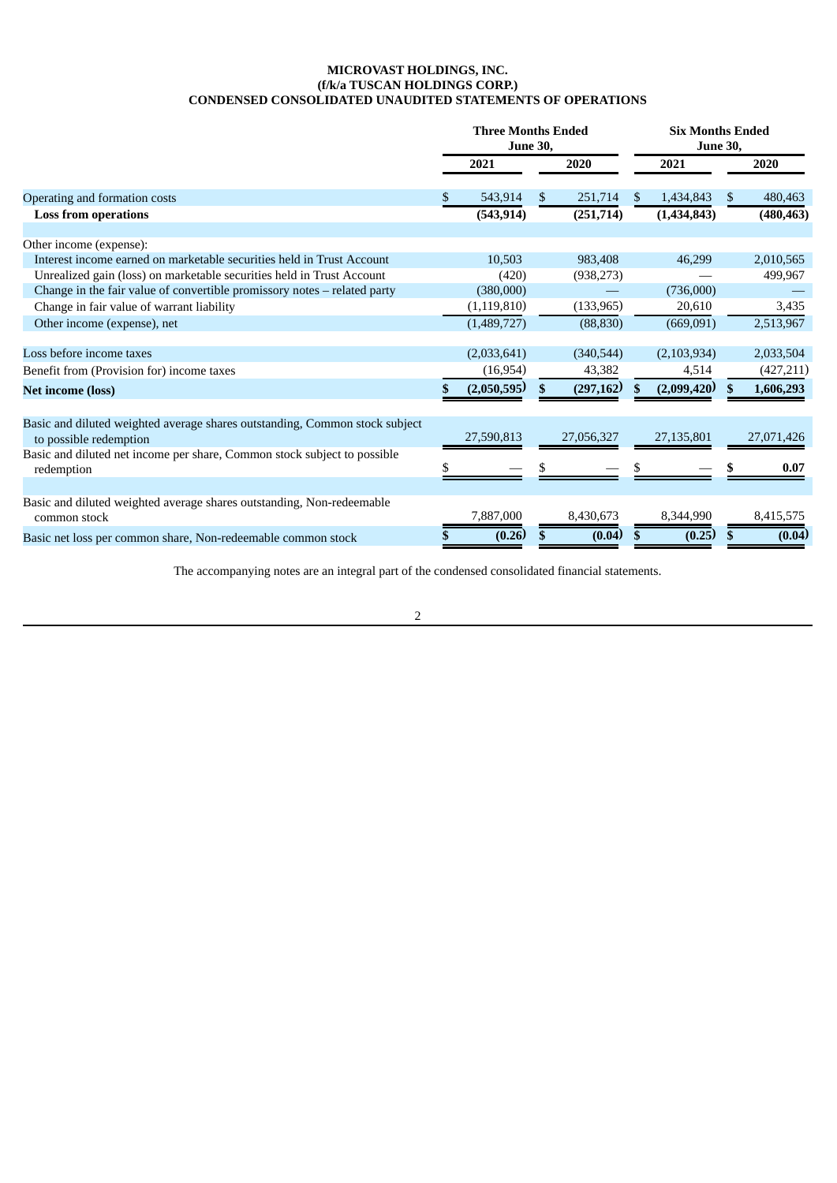**MICROVAST HOLDINGS, INC.**
**(f/k/a TUSCAN HOLDINGS CORP.)**
**CONDENSED CONSOLIDATED UNAUDITED STATEMENTS OF OPERATIONS**

| | Three Months Ended June 30, | | Six Months Ended June 30, | |
|---|---|---|---|---|
| | 2021 | 2020 | 2021 | 2020 |
| Operating and formation costs | $ 543,914 | $ 251,714 | $ 1,434,843 | $ 480,463 |
| **Loss from operations** | **(543,914)** | **(251,714)** | **(1,434,843)** | **(480,463)** |
| | | | | |
| Other income (expense): | | | | |
| Interest income earned on marketable securities held in Trust Account | 10,503 | 983,408 | 46,299 | 2,010,565 |
| Unrealized gain (loss) on marketable securities held in Trust Account | (420) | (938,273) | — | 499,967 |
| Change in the fair value of convertible promissory notes – related party | (380,000) | — | (736,000) | — |
| Change in fair value of warrant liability | (1,119,810) | (133,965) | 20,610 | 3,435 |
| Other income (expense), net | (1,489,727) | (88,830) | (669,091) | 2,513,967 |
| | | | | |
| Loss before income taxes | (2,033,641) | (340,544) | (2,103,934) | 2,033,504 |
| Benefit from (Provision for) income taxes | (16,954) | 43,382 | 4,514 | (427,211) |
| **Net income (loss)** | **$ (2,050,595)** | **$ (297,162)** | **$ (2,099,420)** | **$ 1,606,293** |
| | | | | |
| Basic and diluted weighted average shares outstanding, Common stock subject to possible redemption | 27,590,813 | 27,056,327 | 27,135,801 | 27,071,426 |
| Basic and diluted net income per share, Common stock subject to possible redemption | $ — | $ — | $ — | **$ 0.07** |
| | | | | |
| Basic and diluted weighted average shares outstanding, Non-redeemable common stock | 7,887,000 | 8,430,673 | 8,344,990 | 8,415,575 |
| Basic net loss per common share, Non-redeemable common stock | **$ (0.26)** | **$ (0.04)** | **$ (0.25)** | **$ (0.04)** |

The accompanying notes are an integral part of the condensed consolidated financial statements.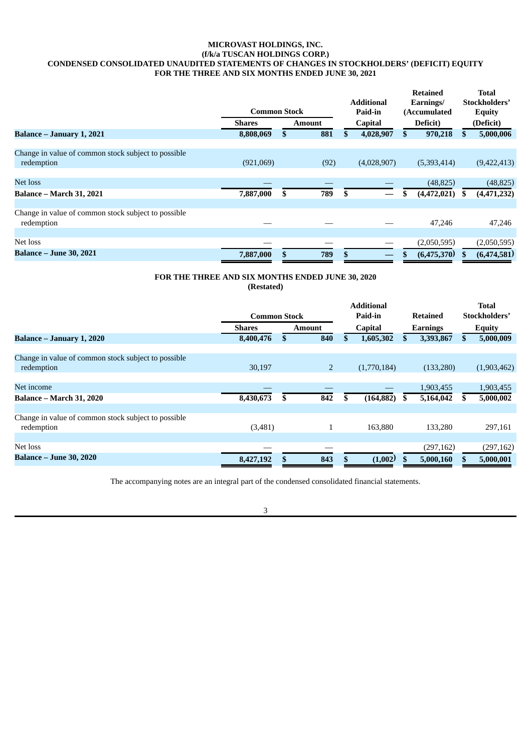**MICROVAST HOLDINGS, INC.**
**(f/k/a TUSCAN HOLDINGS CORP.)**
**CONDENSED CONSOLIDATED UNAUDITED STATEMENTS OF CHANGES IN STOCKHOLDERS' (DEFICIT) EQUITY**
**FOR THE THREE AND SIX MONTHS ENDED JUNE 30, 2021**

| | Common Stock | | Additional Paid-in | Retained Earnings/ (Accumulated | Total Stockholders' Equity |
|---|---|---|---|---|---|
| | Shares | Amount | Capital | Deficit) | (Deficit) |
| **Balance – January 1, 2021** | **8,808,069** | **$ 881** | **$ 4,028,907** | **$ 970,218** | **$ 5,000,006** |
| Change in value of common stock subject to possible redemption | (921,069) | (92) | (4,028,907) | (5,393,414) | (9,422,413) |
| Net loss | — | — | — | (48,825) | (48,825) |
| **Balance – March 31, 2021** | **7,887,000** | **$ 789** | **$ —** | **$ (4,472,021)** | **$ (4,471,232)** |
| Change in value of common stock subject to possible redemption | — | — | — | 47,246 | 47,246 |
| Net loss | — | — | — | (2,050,595) | (2,050,595) |
| **Balance – June 30, 2021** | **7,887,000** | **$ 789** | **$ —** | **$ (6,475,370)** | **$ (6,474,581)** |

**FOR THE THREE AND SIX MONTHS ENDED JUNE 30, 2020**
**(Restated)**

| | Common Stock | | Additional Paid-in | Retained | Total Stockholders' |
|---|---|---|---|---|---|
| | Shares | Amount | Capital | Earnings | Equity |
| **Balance – January 1, 2020** | **8,400,476** | **$ 840** | **$ 1,605,302** | **$ 3,393,867** | **$ 5,000,009** |
| Change in value of common stock subject to possible redemption | 30,197 | 2 | (1,770,184) | (133,280) | (1,903,462) |
| Net income | — | — | — | 1,903,455 | 1,903,455 |
| **Balance – March 31, 2020** | **8,430,673** | **$ 842** | **$ (164,882)** | **$ 5,164,042** | **$ 5,000,002** |
| Change in value of common stock subject to possible redemption | (3,481) | 1 | 163,880 | 133,280 | 297,161 |
| Net loss | — | — | | (297,162) | (297,162) |
| **Balance – June 30, 2020** | **8,427,192** | **$ 843** | **$ (1,002)** | **$ 5,000,160** | **$ 5,000,001** |

The accompanying notes are an integral part of the condensed consolidated financial statements.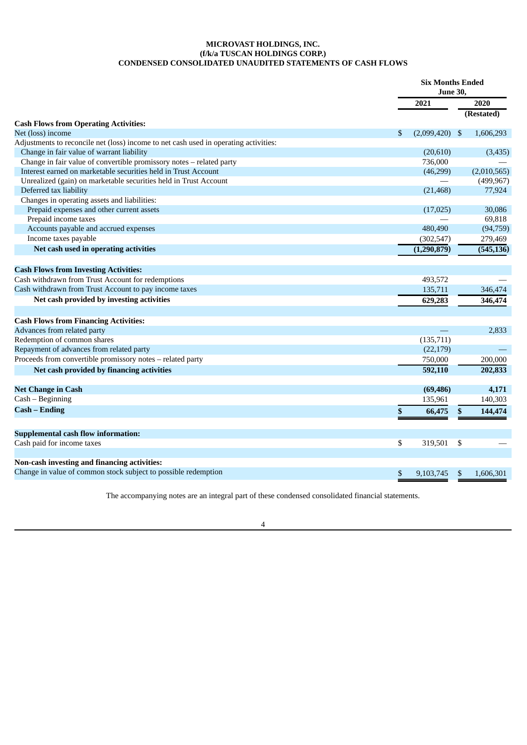**MICROVAST HOLDINGS, INC.**
**(f/k/a TUSCAN HOLDINGS CORP.)**
**CONDENSED CONSOLIDATED UNAUDITED STATEMENTS OF CASH FLOWS**

| | Six Months Ended June 30, | |
|---|---|---|
| | 2021 | 2020 (Restated) |
| **Cash Flows from Operating Activities:** | | |
| Net (loss) income | $ (2,099,420) | $ 1,606,293 |
| Adjustments to reconcile net (loss) income to net cash used in operating activities: | | |
| Change in fair value of warrant liability | (20,610) | (3,435) |
| Change in fair value of convertible promissory notes – related party | 736,000 | — |
| Interest earned on marketable securities held in Trust Account | (46,299) | (2,010,565) |
| Unrealized (gain) on marketable securities held in Trust Account | — | (499,967) |
| Deferred tax liability | (21,468) | 77,924 |
| Changes in operating assets and liabilities: | | |
| Prepaid expenses and other current assets | (17,025) | 30,086 |
| Prepaid income taxes | — | 69,818 |
| Accounts payable and accrued expenses | 480,490 | (94,759) |
| Income taxes payable | (302,547) | 279,469 |
| **Net cash used in operating activities** | **(1,290,879)** | **(545,136)** |
| | | |
| **Cash Flows from Investing Activities:** | | |
| Cash withdrawn from Trust Account for redemptions | 493,572 | — |
| Cash withdrawn from Trust Account to pay income taxes | 135,711 | 346,474 |
| **Net cash provided by investing activities** | **629,283** | **346,474** |
| | | |
| **Cash Flows from Financing Activities:** | | |
| Advances from related party | — | 2,833 |
| Redemption of common shares | (135,711) | |
| Repayment of advances from related party | (22,179) | — |
| Proceeds from convertible promissory notes – related party | 750,000 | 200,000 |
| **Net cash provided by financing activities** | **592,110** | **202,833** |
| | | |
| **Net Change in Cash** | **(69,486)** | **4,171** |
| Cash – Beginning | 135,961 | 140,303 |
| **Cash – Ending** | **$ 66,475** | **$ 144,474** |
| | | |
| **Supplemental cash flow information:** | | |
| Cash paid for income taxes | $ 319,501 | $ — |
| | | |
| **Non-cash investing and financing activities:** | | |
| Change in value of common stock subject to possible redemption | $ 9,103,745 | $ 1,606,301 |

The accompanying notes are an integral part of these condensed consolidated financial statements.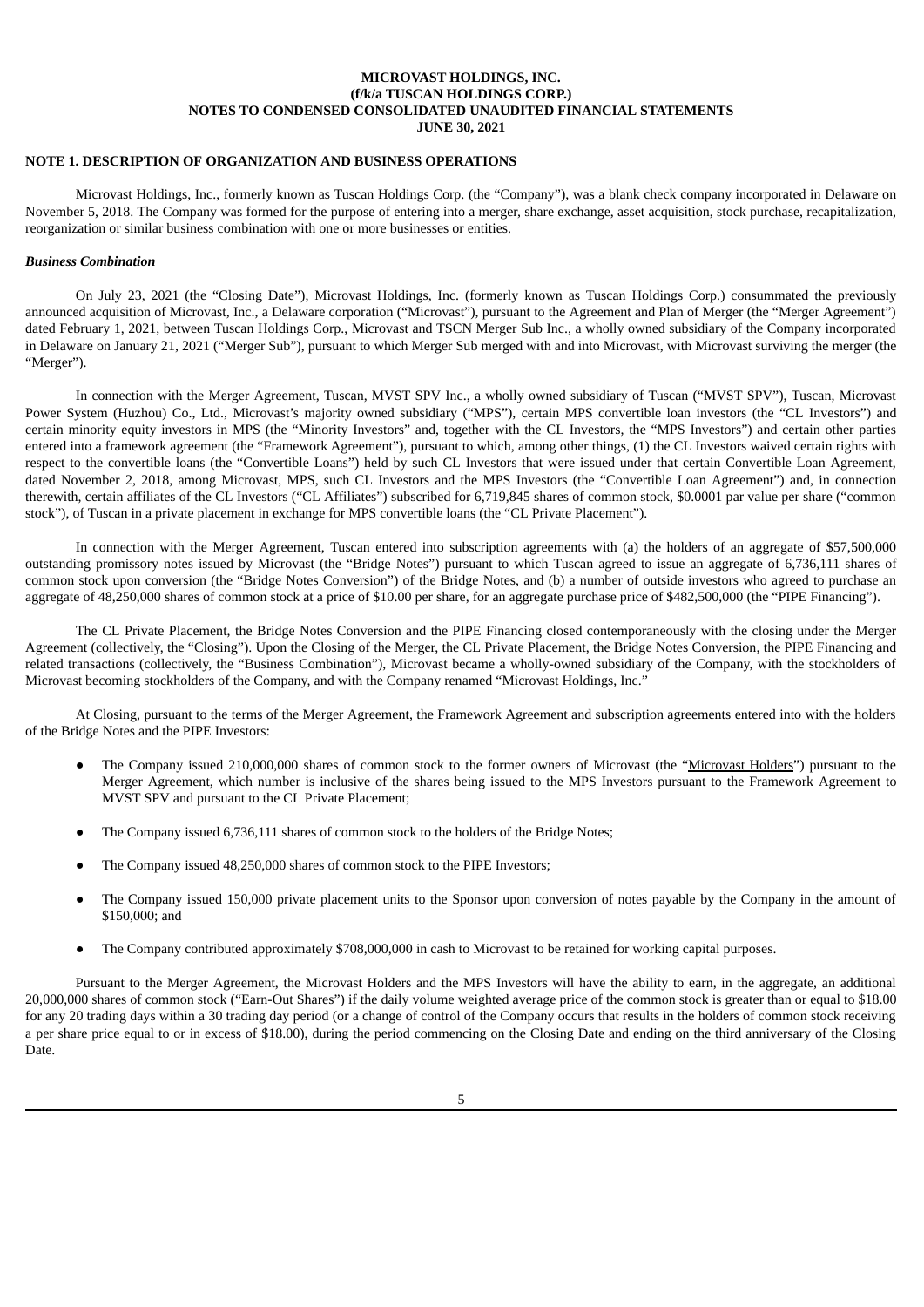**MICROVAST HOLDINGS, INC.**
**(f/k/a TUSCAN HOLDINGS CORP.)**
**NOTES TO CONDENSED CONSOLIDATED UNAUDITED FINANCIAL STATEMENTS**
**JUNE 30, 2021**

**NOTE 1. DESCRIPTION OF ORGANIZATION AND BUSINESS OPERATIONS**

Microvast Holdings, Inc., formerly known as Tuscan Holdings Corp. (the "Company"), was a blank check company incorporated in Delaware on November 5, 2018. The Company was formed for the purpose of entering into a merger, share exchange, asset acquisition, stock purchase, recapitalization, reorganization or similar business combination with one or more businesses or entities.

***Business Combination***

On July 23, 2021 (the "Closing Date"), Microvast Holdings, Inc. (formerly known as Tuscan Holdings Corp.) consummated the previously announced acquisition of Microvast, Inc., a Delaware corporation ("Microvast"), pursuant to the Agreement and Plan of Merger (the "Merger Agreement") dated February 1, 2021, between Tuscan Holdings Corp., Microvast and TSCN Merger Sub Inc., a wholly owned subsidiary of the Company incorporated in Delaware on January 21, 2021 ("Merger Sub"), pursuant to which Merger Sub merged with and into Microvast, with Microvast surviving the merger (the "Merger").

In connection with the Merger Agreement, Tuscan, MVST SPV Inc., a wholly owned subsidiary of Tuscan ("MVST SPV"), Tuscan, Microvast Power System (Huzhou) Co., Ltd., Microvast's majority owned subsidiary ("MPS"), certain MPS convertible loan investors (the "CL Investors") and certain minority equity investors in MPS (the "Minority Investors" and, together with the CL Investors, the "MPS Investors") and certain other parties entered into a framework agreement (the "Framework Agreement"), pursuant to which, among other things, (1) the CL Investors waived certain rights with respect to the convertible loans (the "Convertible Loans") held by such CL Investors that were issued under that certain Convertible Loan Agreement, dated November 2, 2018, among Microvast, MPS, such CL Investors and the MPS Investors (the "Convertible Loan Agreement") and, in connection therewith, certain affiliates of the CL Investors ("CL Affiliates") subscribed for 6,719,845 shares of common stock, $0.0001 par value per share ("common stock"), of Tuscan in a private placement in exchange for MPS convertible loans (the "CL Private Placement").

In connection with the Merger Agreement, Tuscan entered into subscription agreements with (a) the holders of an aggregate of $57,500,000 outstanding promissory notes issued by Microvast (the "Bridge Notes") pursuant to which Tuscan agreed to issue an aggregate of 6,736,111 shares of common stock upon conversion (the "Bridge Notes Conversion") of the Bridge Notes, and (b) a number of outside investors who agreed to purchase an aggregate of 48,250,000 shares of common stock at a price of $10.00 per share, for an aggregate purchase price of $482,500,000 (the "PIPE Financing").

The CL Private Placement, the Bridge Notes Conversion and the PIPE Financing closed contemporaneously with the closing under the Merger Agreement (collectively, the "Closing"). Upon the Closing of the Merger, the CL Private Placement, the Bridge Notes Conversion, the PIPE Financing and related transactions (collectively, the "Business Combination"), Microvast became a wholly-owned subsidiary of the Company, with the stockholders of Microvast becoming stockholders of the Company, and with the Company renamed "Microvast Holdings, Inc."

At Closing, pursuant to the terms of the Merger Agreement, the Framework Agreement and subscription agreements entered into with the holders of the Bridge Notes and the PIPE Investors:

- The Company issued 210,000,000 shares of common stock to the former owners of Microvast (the "Microvast Holders") pursuant to the Merger Agreement, which number is inclusive of the shares being issued to the MPS Investors pursuant to the Framework Agreement to MVST SPV and pursuant to the CL Private Placement;
- The Company issued 6,736,111 shares of common stock to the holders of the Bridge Notes;
- The Company issued 48,250,000 shares of common stock to the PIPE Investors;
- The Company issued 150,000 private placement units to the Sponsor upon conversion of notes payable by the Company in the amount of $150,000; and
- The Company contributed approximately $708,000,000 in cash to Microvast to be retained for working capital purposes.

Pursuant to the Merger Agreement, the Microvast Holders and the MPS Investors will have the ability to earn, in the aggregate, an additional 20,000,000 shares of common stock ("Earn-Out Shares") if the daily volume weighted average price of the common stock is greater than or equal to $18.00 for any 20 trading days within a 30 trading day period (or a change of control of the Company occurs that results in the holders of common stock receiving a per share price equal to or in excess of $18.00), during the period commencing on the Closing Date and ending on the third anniversary of the Closing Date.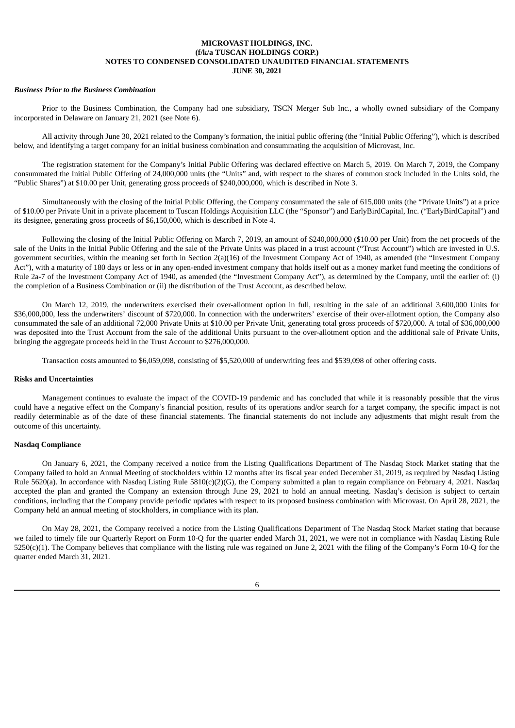**MICROVAST HOLDINGS, INC.**
**(f/k/a TUSCAN HOLDINGS CORP.)**
**NOTES TO CONDENSED CONSOLIDATED UNAUDITED FINANCIAL STATEMENTS**
**JUNE 30, 2021**

***Business Prior to the Business Combination***

Prior to the Business Combination, the Company had one subsidiary, TSCN Merger Sub Inc., a wholly owned subsidiary of the Company incorporated in Delaware on January 21, 2021 (see Note 6).

All activity through June 30, 2021 related to the Company's formation, the initial public offering (the "Initial Public Offering"), which is described below, and identifying a target company for an initial business combination and consummating the acquisition of Microvast, Inc.

The registration statement for the Company's Initial Public Offering was declared effective on March 5, 2019. On March 7, 2019, the Company consummated the Initial Public Offering of 24,000,000 units (the "Units" and, with respect to the shares of common stock included in the Units sold, the "Public Shares") at $10.00 per Unit, generating gross proceeds of $240,000,000, which is described in Note 3.

Simultaneously with the closing of the Initial Public Offering, the Company consummated the sale of 615,000 units (the "Private Units") at a price of $10.00 per Private Unit in a private placement to Tuscan Holdings Acquisition LLC (the "Sponsor") and EarlyBirdCapital, Inc. ("EarlyBirdCapital") and its designee, generating gross proceeds of $6,150,000, which is described in Note 4.

Following the closing of the Initial Public Offering on March 7, 2019, an amount of $240,000,000 ($10.00 per Unit) from the net proceeds of the sale of the Units in the Initial Public Offering and the sale of the Private Units was placed in a trust account ("Trust Account") which are invested in U.S. government securities, within the meaning set forth in Section 2(a)(16) of the Investment Company Act of 1940, as amended (the "Investment Company Act"), with a maturity of 180 days or less or in any open-ended investment company that holds itself out as a money market fund meeting the conditions of Rule 2a-7 of the Investment Company Act of 1940, as amended (the "Investment Company Act"), as determined by the Company, until the earlier of: (i) the completion of a Business Combination or (ii) the distribution of the Trust Account, as described below.

On March 12, 2019, the underwriters exercised their over-allotment option in full, resulting in the sale of an additional 3,600,000 Units for $36,000,000, less the underwriters' discount of $720,000. In connection with the underwriters' exercise of their over-allotment option, the Company also consummated the sale of an additional 72,000 Private Units at $10.00 per Private Unit, generating total gross proceeds of $720,000. A total of $36,000,000 was deposited into the Trust Account from the sale of the additional Units pursuant to the over-allotment option and the additional sale of Private Units, bringing the aggregate proceeds held in the Trust Account to $276,000,000.

Transaction costs amounted to $6,059,098, consisting of $5,520,000 of underwriting fees and $539,098 of other offering costs.

**Risks and Uncertainties**

Management continues to evaluate the impact of the COVID-19 pandemic and has concluded that while it is reasonably possible that the virus could have a negative effect on the Company's financial position, results of its operations and/or search for a target company, the specific impact is not readily determinable as of the date of these financial statements. The financial statements do not include any adjustments that might result from the outcome of this uncertainty.

**Nasdaq Compliance**

On January 6, 2021, the Company received a notice from the Listing Qualifications Department of The Nasdaq Stock Market stating that the Company failed to hold an Annual Meeting of stockholders within 12 months after its fiscal year ended December 31, 2019, as required by Nasdaq Listing Rule 5620(a). In accordance with Nasdaq Listing Rule 5810(c)(2)(G), the Company submitted a plan to regain compliance on February 4, 2021. Nasdaq accepted the plan and granted the Company an extension through June 29, 2021 to hold an annual meeting. Nasdaq's decision is subject to certain conditions, including that the Company provide periodic updates with respect to its proposed business combination with Microvast. On April 28, 2021, the Company held an annual meeting of stockholders, in compliance with its plan.

On May 28, 2021, the Company received a notice from the Listing Qualifications Department of The Nasdaq Stock Market stating that because we failed to timely file our Quarterly Report on Form 10-Q for the quarter ended March 31, 2021, we were not in compliance with Nasdaq Listing Rule 5250(c)(1). The Company believes that compliance with the listing rule was regained on June 2, 2021 with the filing of the Company's Form 10-Q for the quarter ended March 31, 2021.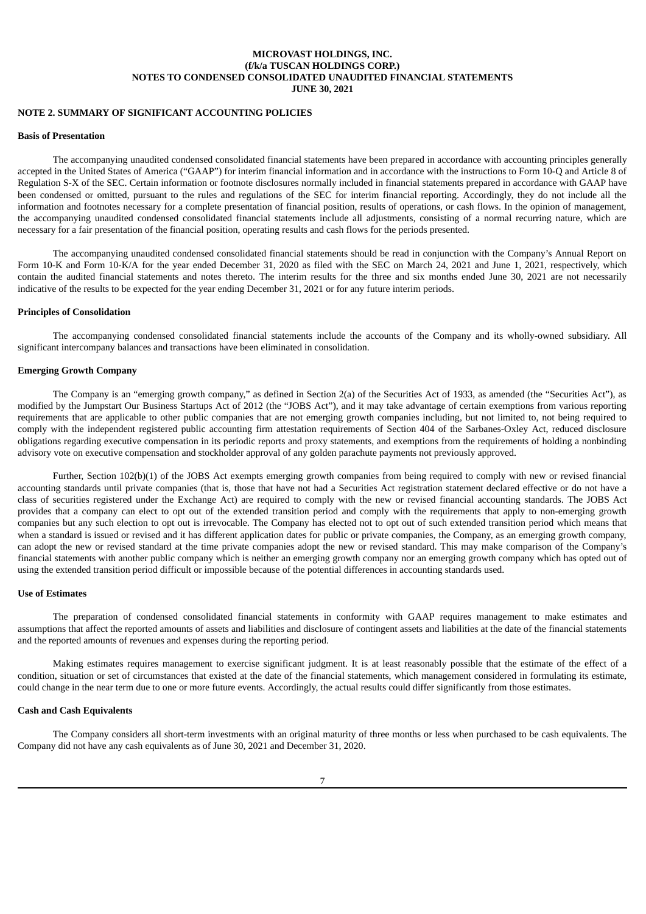**MICROVAST HOLDINGS, INC.**
**(f/k/a TUSCAN HOLDINGS CORP.)**
**NOTES TO CONDENSED CONSOLIDATED UNAUDITED FINANCIAL STATEMENTS**
**JUNE 30, 2021**

## NOTE 2. SUMMARY OF SIGNIFICANT ACCOUNTING POLICIES

### Basis of Presentation

The accompanying unaudited condensed consolidated financial statements have been prepared in accordance with accounting principles generally accepted in the United States of America ("GAAP") for interim financial information and in accordance with the instructions to Form 10-Q and Article 8 of Regulation S-X of the SEC. Certain information or footnote disclosures normally included in financial statements prepared in accordance with GAAP have been condensed or omitted, pursuant to the rules and regulations of the SEC for interim financial reporting. Accordingly, they do not include all the information and footnotes necessary for a complete presentation of financial position, results of operations, or cash flows. In the opinion of management, the accompanying unaudited condensed consolidated financial statements include all adjustments, consisting of a normal recurring nature, which are necessary for a fair presentation of the financial position, operating results and cash flows for the periods presented.

The accompanying unaudited condensed consolidated financial statements should be read in conjunction with the Company's Annual Report on Form 10-K and Form 10-K/A for the year ended December 31, 2020 as filed with the SEC on March 24, 2021 and June 1, 2021, respectively, which contain the audited financial statements and notes thereto. The interim results for the three and six months ended June 30, 2021 are not necessarily indicative of the results to be expected for the year ending December 31, 2021 or for any future interim periods.

### Principles of Consolidation

The accompanying condensed consolidated financial statements include the accounts of the Company and its wholly-owned subsidiary. All significant intercompany balances and transactions have been eliminated in consolidation.

### Emerging Growth Company

The Company is an "emerging growth company," as defined in Section 2(a) of the Securities Act of 1933, as amended (the "Securities Act"), as modified by the Jumpstart Our Business Startups Act of 2012 (the "JOBS Act"), and it may take advantage of certain exemptions from various reporting requirements that are applicable to other public companies that are not emerging growth companies including, but not limited to, not being required to comply with the independent registered public accounting firm attestation requirements of Section 404 of the Sarbanes-Oxley Act, reduced disclosure obligations regarding executive compensation in its periodic reports and proxy statements, and exemptions from the requirements of holding a nonbinding advisory vote on executive compensation and stockholder approval of any golden parachute payments not previously approved.

Further, Section 102(b)(1) of the JOBS Act exempts emerging growth companies from being required to comply with new or revised financial accounting standards until private companies (that is, those that have not had a Securities Act registration statement declared effective or do not have a class of securities registered under the Exchange Act) are required to comply with the new or revised financial accounting standards. The JOBS Act provides that a company can elect to opt out of the extended transition period and comply with the requirements that apply to non-emerging growth companies but any such election to opt out is irrevocable. The Company has elected not to opt out of such extended transition period which means that when a standard is issued or revised and it has different application dates for public or private companies, the Company, as an emerging growth company, can adopt the new or revised standard at the time private companies adopt the new or revised standard. This may make comparison of the Company's financial statements with another public company which is neither an emerging growth company nor an emerging growth company which has opted out of using the extended transition period difficult or impossible because of the potential differences in accounting standards used.

### Use of Estimates

The preparation of condensed consolidated financial statements in conformity with GAAP requires management to make estimates and assumptions that affect the reported amounts of assets and liabilities and disclosure of contingent assets and liabilities at the date of the financial statements and the reported amounts of revenues and expenses during the reporting period.

Making estimates requires management to exercise significant judgment. It is at least reasonably possible that the estimate of the effect of a condition, situation or set of circumstances that existed at the date of the financial statements, which management considered in formulating its estimate, could change in the near term due to one or more future events. Accordingly, the actual results could differ significantly from those estimates.

### Cash and Cash Equivalents

The Company considers all short-term investments with an original maturity of three months or less when purchased to be cash equivalents. The Company did not have any cash equivalents as of June 30, 2021 and December 31, 2020.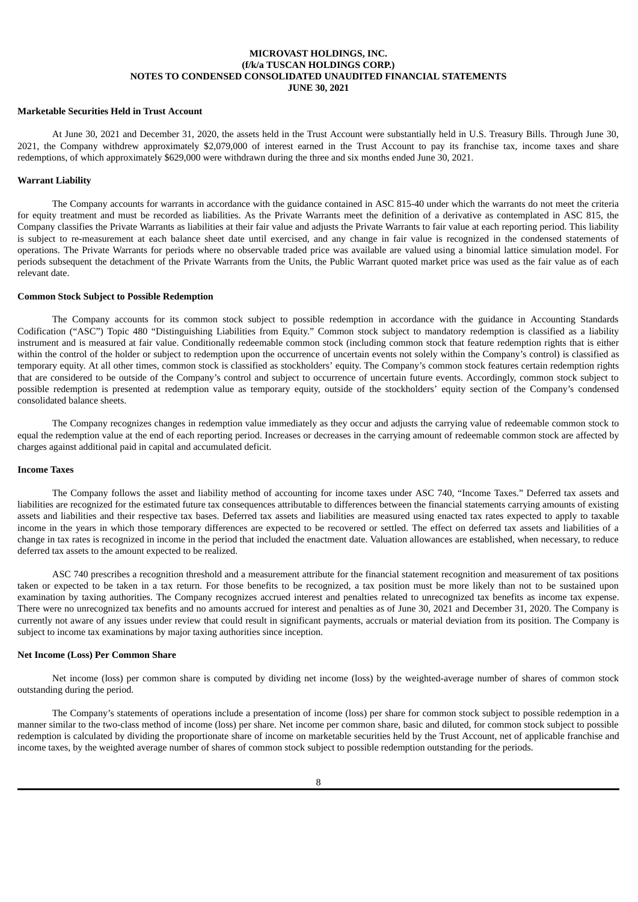**MICROVAST HOLDINGS, INC.**
**(f/k/a TUSCAN HOLDINGS CORP.)**
**NOTES TO CONDENSED CONSOLIDATED UNAUDITED FINANCIAL STATEMENTS**
**JUNE 30, 2021**

**Marketable Securities Held in Trust Account**

At June 30, 2021 and December 31, 2020, the assets held in the Trust Account were substantially held in U.S. Treasury Bills. Through June 30, 2021, the Company withdrew approximately $2,079,000 of interest earned in the Trust Account to pay its franchise tax, income taxes and share redemptions, of which approximately $629,000 were withdrawn during the three and six months ended June 30, 2021.

**Warrant Liability**

The Company accounts for warrants in accordance with the guidance contained in ASC 815-40 under which the warrants do not meet the criteria for equity treatment and must be recorded as liabilities. As the Private Warrants meet the definition of a derivative as contemplated in ASC 815, the Company classifies the Private Warrants as liabilities at their fair value and adjusts the Private Warrants to fair value at each reporting period. This liability is subject to re-measurement at each balance sheet date until exercised, and any change in fair value is recognized in the condensed statements of operations. The Private Warrants for periods where no observable traded price was available are valued using a binomial lattice simulation model. For periods subsequent the detachment of the Private Warrants from the Units, the Public Warrant quoted market price was used as the fair value as of each relevant date.

**Common Stock Subject to Possible Redemption**

The Company accounts for its common stock subject to possible redemption in accordance with the guidance in Accounting Standards Codification ("ASC") Topic 480 "Distinguishing Liabilities from Equity." Common stock subject to mandatory redemption is classified as a liability instrument and is measured at fair value. Conditionally redeemable common stock (including common stock that feature redemption rights that is either within the control of the holder or subject to redemption upon the occurrence of uncertain events not solely within the Company's control) is classified as temporary equity. At all other times, common stock is classified as stockholders' equity. The Company's common stock features certain redemption rights that are considered to be outside of the Company's control and subject to occurrence of uncertain future events. Accordingly, common stock subject to possible redemption is presented at redemption value as temporary equity, outside of the stockholders' equity section of the Company's condensed consolidated balance sheets.

The Company recognizes changes in redemption value immediately as they occur and adjusts the carrying value of redeemable common stock to equal the redemption value at the end of each reporting period. Increases or decreases in the carrying amount of redeemable common stock are affected by charges against additional paid in capital and accumulated deficit.

**Income Taxes**

The Company follows the asset and liability method of accounting for income taxes under ASC 740, "Income Taxes." Deferred tax assets and liabilities are recognized for the estimated future tax consequences attributable to differences between the financial statements carrying amounts of existing assets and liabilities and their respective tax bases. Deferred tax assets and liabilities are measured using enacted tax rates expected to apply to taxable income in the years in which those temporary differences are expected to be recovered or settled. The effect on deferred tax assets and liabilities of a change in tax rates is recognized in income in the period that included the enactment date. Valuation allowances are established, when necessary, to reduce deferred tax assets to the amount expected to be realized.

ASC 740 prescribes a recognition threshold and a measurement attribute for the financial statement recognition and measurement of tax positions taken or expected to be taken in a tax return. For those benefits to be recognized, a tax position must be more likely than not to be sustained upon examination by taxing authorities. The Company recognizes accrued interest and penalties related to unrecognized tax benefits as income tax expense. There were no unrecognized tax benefits and no amounts accrued for interest and penalties as of June 30, 2021 and December 31, 2020. The Company is currently not aware of any issues under review that could result in significant payments, accruals or material deviation from its position. The Company is subject to income tax examinations by major taxing authorities since inception.

**Net Income (Loss) Per Common Share**

Net income (loss) per common share is computed by dividing net income (loss) by the weighted-average number of shares of common stock outstanding during the period.

The Company's statements of operations include a presentation of income (loss) per share for common stock subject to possible redemption in a manner similar to the two-class method of income (loss) per share. Net income per common share, basic and diluted, for common stock subject to possible redemption is calculated by dividing the proportionate share of income on marketable securities held by the Trust Account, net of applicable franchise and income taxes, by the weighted average number of shares of common stock subject to possible redemption outstanding for the periods.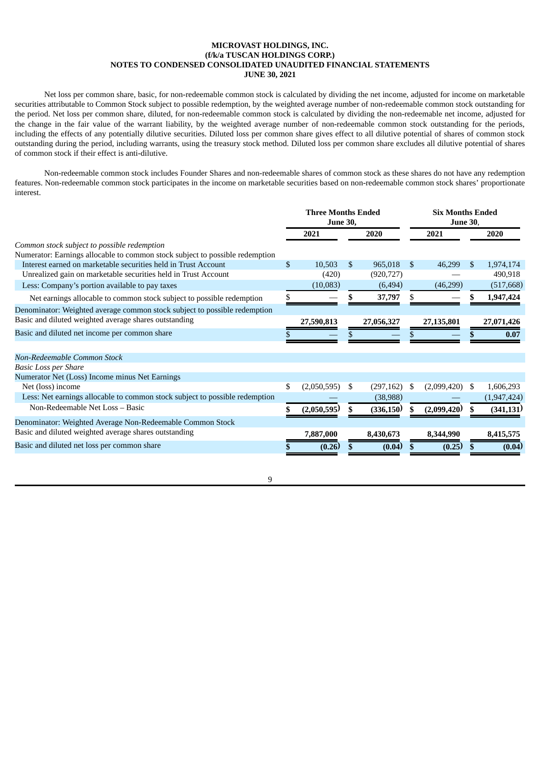**MICROVAST HOLDINGS, INC.**
**(f/k/a TUSCAN HOLDINGS CORP.)**
**NOTES TO CONDENSED CONSOLIDATED UNAUDITED FINANCIAL STATEMENTS**
**JUNE 30, 2021**

Net loss per common share, basic, for non-redeemable common stock is calculated by dividing the net income, adjusted for income on marketable securities attributable to Common Stock subject to possible redemption, by the weighted average number of non-redeemable common stock outstanding for the period. Net loss per common share, diluted, for non-redeemable common stock is calculated by dividing the non-redeemable net income, adjusted for the change in the fair value of the warrant liability, by the weighted average number of non-redeemable common stock outstanding for the periods, including the effects of any potentially dilutive securities. Diluted loss per common share gives effect to all dilutive potential of shares of common stock outstanding during the period, including warrants, using the treasury stock method. Diluted loss per common share excludes all dilutive potential of shares of common stock if their effect is anti-dilutive.

Non-redeemable common stock includes Founder Shares and non-redeemable shares of common stock as these shares do not have any redemption features. Non-redeemable common stock participates in the income on marketable securities based on non-redeemable common stock shares' proportionate interest.

| | **Three Months Ended June 30,** | | **Six Months Ended June 30,** | |
|---|---|---|---|---|
| | **2021** | **2020** | **2021** | **2020** |
| *Common stock subject to possible redemption* | | | | |
| Numerator: Earnings allocable to common stock subject to possible redemption | | | | |
| Interest earned on marketable securities held in Trust Account | $ 10,503 | $ 965,018 | $ 46,299 | $ 1,974,174 |
| Unrealized gain on marketable securities held in Trust Account | (420) | (920,727) | — | 490,918 |
| Less: Company's portion available to pay taxes | (10,083) | (6,494) | (46,299) | (517,668) |
| Net earnings allocable to common stock subject to possible redemption | $ — | **$ 37,797** | $ — | **$ 1,947,424** |
| Denominator: Weighted average common stock subject to possible redemption | | | | |
| Basic and diluted weighted average shares outstanding | **27,590,813** | **27,056,327** | **27,135,801** | **27,071,426** |
| Basic and diluted net income per common share | $ — | $ — | $ — | **$ 0.07** |
| | | | | |
| *Non-Redeemable Common Stock* | | | | |
| *Basic Loss per Share* | | | | |
| Numerator Net (Loss) Income minus Net Earnings | | | | |
| Net (loss) income | $ (2,050,595) | $ (297,162) | $ (2,099,420) | $ 1,606,293 |
| Less: Net earnings allocable to common stock subject to possible redemption | — | (38,988) | — | (1,947,424) |
| Non-Redeemable Net Loss – Basic | **$ (2,050,595)** | **$ (336,150)** | **$ (2,099,420)** | **$ (341,131)** |
| Denominator: Weighted Average Non-Redeemable Common Stock | | | | |
| Basic and diluted weighted average shares outstanding | **7,887,000** | **8,430,673** | **8,344,990** | **8,415,575** |
| Basic and diluted net loss per common share | **$ (0.26)** | **$ (0.04)** | **$ (0.25)** | **$ (0.04)** |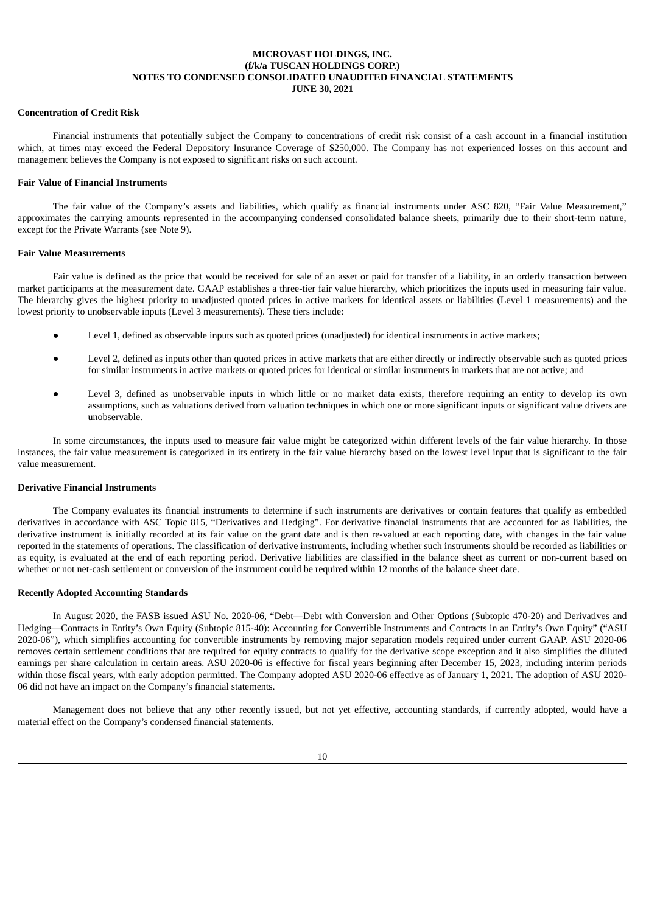**Concentration of Credit Risk**

Financial instruments that potentially subject the Company to concentrations of credit risk consist of a cash account in a financial institution which, at times may exceed the Federal Depository Insurance Coverage of $250,000. The Company has not experienced losses on this account and management believes the Company is not exposed to significant risks on such account.

**Fair Value of Financial Instruments**

The fair value of the Company's assets and liabilities, which qualify as financial instruments under ASC 820, "Fair Value Measurement," approximates the carrying amounts represented in the accompanying condensed consolidated balance sheets, primarily due to their short-term nature, except for the Private Warrants (see Note 9).

**Fair Value Measurements**

Fair value is defined as the price that would be received for sale of an asset or paid for transfer of a liability, in an orderly transaction between market participants at the measurement date. GAAP establishes a three-tier fair value hierarchy, which prioritizes the inputs used in measuring fair value. The hierarchy gives the highest priority to unadjusted quoted prices in active markets for identical assets or liabilities (Level 1 measurements) and the lowest priority to unobservable inputs (Level 3 measurements). These tiers include:

- Level 1, defined as observable inputs such as quoted prices (unadjusted) for identical instruments in active markets;
- Level 2, defined as inputs other than quoted prices in active markets that are either directly or indirectly observable such as quoted prices for similar instruments in active markets or quoted prices for identical or similar instruments in markets that are not active; and
- Level 3, defined as unobservable inputs in which little or no market data exists, therefore requiring an entity to develop its own assumptions, such as valuations derived from valuation techniques in which one or more significant inputs or significant value drivers are unobservable.

In some circumstances, the inputs used to measure fair value might be categorized within different levels of the fair value hierarchy. In those instances, the fair value measurement is categorized in its entirety in the fair value hierarchy based on the lowest level input that is significant to the fair value measurement.

**Derivative Financial Instruments**

The Company evaluates its financial instruments to determine if such instruments are derivatives or contain features that qualify as embedded derivatives in accordance with ASC Topic 815, "Derivatives and Hedging". For derivative financial instruments that are accounted for as liabilities, the derivative instrument is initially recorded at its fair value on the grant date and is then re-valued at each reporting date, with changes in the fair value reported in the statements of operations. The classification of derivative instruments, including whether such instruments should be recorded as liabilities or as equity, is evaluated at the end of each reporting period. Derivative liabilities are classified in the balance sheet as current or non-current based on whether or not net-cash settlement or conversion of the instrument could be required within 12 months of the balance sheet date.

**Recently Adopted Accounting Standards**

In August 2020, the FASB issued ASU No. 2020-06, "Debt—Debt with Conversion and Other Options (Subtopic 470-20) and Derivatives and Hedging—Contracts in Entity's Own Equity (Subtopic 815-40): Accounting for Convertible Instruments and Contracts in an Entity's Own Equity" ("ASU 2020-06"), which simplifies accounting for convertible instruments by removing major separation models required under current GAAP. ASU 2020-06 removes certain settlement conditions that are required for equity contracts to qualify for the derivative scope exception and it also simplifies the diluted earnings per share calculation in certain areas. ASU 2020-06 is effective for fiscal years beginning after December 15, 2023, including interim periods within those fiscal years, with early adoption permitted. The Company adopted ASU 2020-06 effective as of January 1, 2021. The adoption of ASU 2020-06 did not have an impact on the Company's financial statements.

Management does not believe that any other recently issued, but not yet effective, accounting standards, if currently adopted, would have a material effect on the Company's condensed financial statements.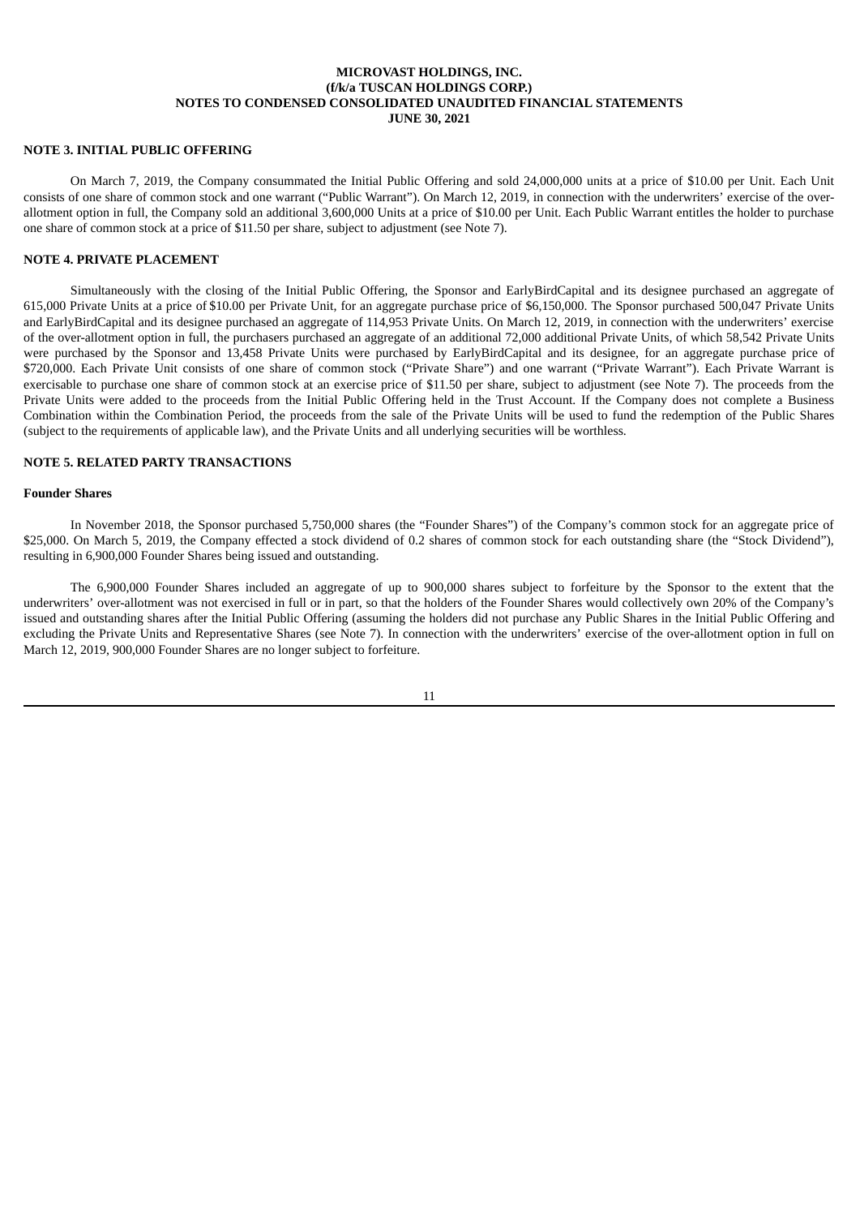**MICROVAST HOLDINGS, INC.**
**(f/k/a TUSCAN HOLDINGS CORP.)**
**NOTES TO CONDENSED CONSOLIDATED UNAUDITED FINANCIAL STATEMENTS**
**JUNE 30, 2021**

## NOTE 3. INITIAL PUBLIC OFFERING

On March 7, 2019, the Company consummated the Initial Public Offering and sold 24,000,000 units at a price of $10.00 per Unit. Each Unit consists of one share of common stock and one warrant ("Public Warrant"). On March 12, 2019, in connection with the underwriters' exercise of the over-allotment option in full, the Company sold an additional 3,600,000 Units at a price of $10.00 per Unit. Each Public Warrant entitles the holder to purchase one share of common stock at a price of $11.50 per share, subject to adjustment (see Note 7).

## NOTE 4. PRIVATE PLACEMENT

Simultaneously with the closing of the Initial Public Offering, the Sponsor and EarlyBirdCapital and its designee purchased an aggregate of 615,000 Private Units at a price of $10.00 per Private Unit, for an aggregate purchase price of $6,150,000. The Sponsor purchased 500,047 Private Units and EarlyBirdCapital and its designee purchased an aggregate of 114,953 Private Units. On March 12, 2019, in connection with the underwriters' exercise of the over-allotment option in full, the purchasers purchased an aggregate of an additional 72,000 additional Private Units, of which 58,542 Private Units were purchased by the Sponsor and 13,458 Private Units were purchased by EarlyBirdCapital and its designee, for an aggregate purchase price of $720,000. Each Private Unit consists of one share of common stock ("Private Share") and one warrant ("Private Warrant"). Each Private Warrant is exercisable to purchase one share of common stock at an exercise price of $11.50 per share, subject to adjustment (see Note 7). The proceeds from the Private Units were added to the proceeds from the Initial Public Offering held in the Trust Account. If the Company does not complete a Business Combination within the Combination Period, the proceeds from the sale of the Private Units will be used to fund the redemption of the Public Shares (subject to the requirements of applicable law), and the Private Units and all underlying securities will be worthless.

## NOTE 5. RELATED PARTY TRANSACTIONS

### Founder Shares

In November 2018, the Sponsor purchased 5,750,000 shares (the "Founder Shares") of the Company's common stock for an aggregate price of $25,000. On March 5, 2019, the Company effected a stock dividend of 0.2 shares of common stock for each outstanding share (the "Stock Dividend"), resulting in 6,900,000 Founder Shares being issued and outstanding.

The 6,900,000 Founder Shares included an aggregate of up to 900,000 shares subject to forfeiture by the Sponsor to the extent that the underwriters' over-allotment was not exercised in full or in part, so that the holders of the Founder Shares would collectively own 20% of the Company's issued and outstanding shares after the Initial Public Offering (assuming the holders did not purchase any Public Shares in the Initial Public Offering and excluding the Private Units and Representative Shares (see Note 7). In connection with the underwriters' exercise of the over-allotment option in full on March 12, 2019, 900,000 Founder Shares are no longer subject to forfeiture.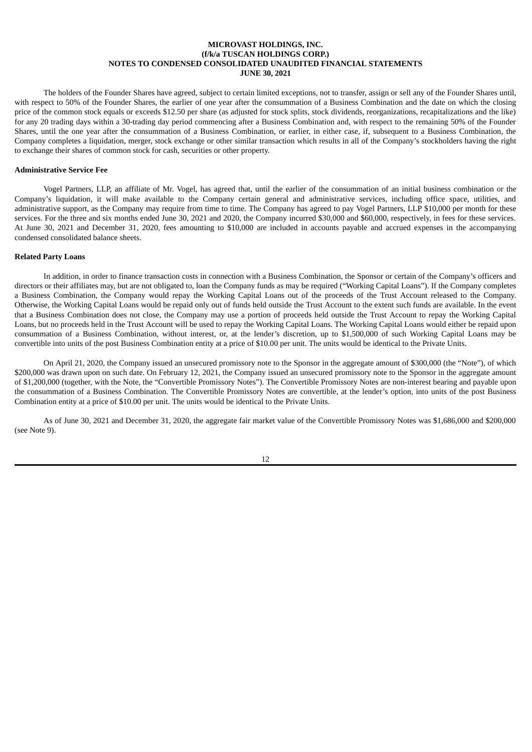The holders of the Founder Shares have agreed, subject to certain limited exceptions, not to transfer, assign or sell any of the Founder Shares until, with respect to 50% of the Founder Shares, the earlier of one year after the consummation of a Business Combination and the date on which the closing price of the common stock equals or exceeds $12.50 per share (as adjusted for stock splits, stock dividends, reorganizations, recapitalizations and the like) for any 20 trading days within a 30-trading day period commencing after a Business Combination and, with respect to the remaining 50% of the Founder Shares, until the one year after the consummation of a Business Combination, or earlier, in either case, if, subsequent to a Business Combination, the Company completes a liquidation, merger, stock exchange or other similar transaction which results in all of the Company's stockholders having the right to exchange their shares of common stock for cash, securities or other property.

**Administrative Service Fee**

Vogel Partners, LLP, an affiliate of Mr. Vogel, has agreed that, until the earlier of the consummation of an initial business combination or the Company's liquidation, it will make available to the Company certain general and administrative services, including office space, utilities, and administrative support, as the Company may require from time to time. The Company has agreed to pay Vogel Partners, LLP $10,000 per month for these services. For the three and six months ended June 30, 2021 and 2020, the Company incurred $30,000 and $60,000, respectively, in fees for these services. At June 30, 2021 and December 31, 2020, fees amounting to $10,000 are included in accounts payable and accrued expenses in the accompanying condensed consolidated balance sheets.

**Related Party Loans**

In addition, in order to finance transaction costs in connection with a Business Combination, the Sponsor or certain of the Company's officers and directors or their affiliates may, but are not obligated to, loan the Company funds as may be required ("Working Capital Loans"). If the Company completes a Business Combination, the Company would repay the Working Capital Loans out of the proceeds of the Trust Account released to the Company. Otherwise, the Working Capital Loans would be repaid only out of funds held outside the Trust Account to the extent such funds are available. In the event that a Business Combination does not close, the Company may use a portion of proceeds held outside the Trust Account to repay the Working Capital Loans, but no proceeds held in the Trust Account will be used to repay the Working Capital Loans. The Working Capital Loans would either be repaid upon consummation of a Business Combination, without interest, or, at the lender's discretion, up to $1,500,000 of such Working Capital Loans may be convertible into units of the post Business Combination entity at a price of $10.00 per unit. The units would be identical to the Private Units.

On April 21, 2020, the Company issued an unsecured promissory note to the Sponsor in the aggregate amount of $300,000 (the "Note"), of which $200,000 was drawn upon on such date. On February 12, 2021, the Company issued an unsecured promissory note to the Sponsor in the aggregate amount of $1,200,000 (together, with the Note, the "Convertible Promissory Notes"). The Convertible Promissory Notes are non-interest bearing and payable upon the consummation of a Business Combination. The Convertible Promissory Notes are convertible, at the lender's option, into units of the post Business Combination entity at a price of $10.00 per unit. The units would be identical to the Private Units.

As of June 30, 2021 and December 31, 2020, the aggregate fair market value of the Convertible Promissory Notes was $1,686,000 and $200,000 (see Note 9).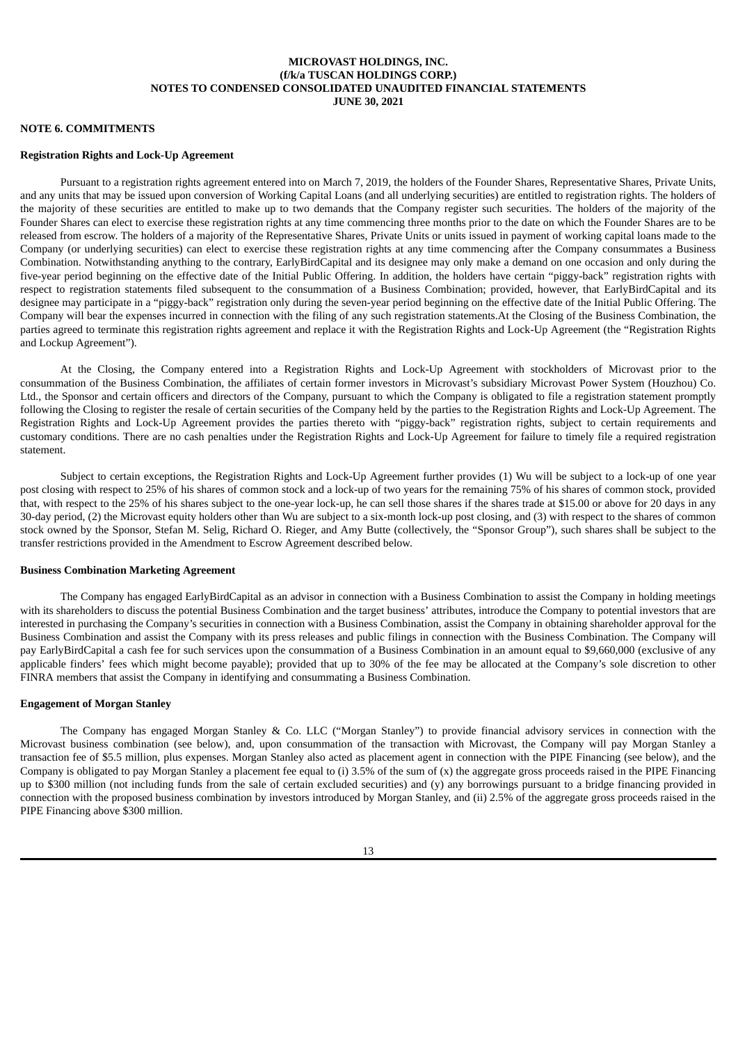**MICROVAST HOLDINGS, INC.**
**(f/k/a TUSCAN HOLDINGS CORP.)**
**NOTES TO CONDENSED CONSOLIDATED UNAUDITED FINANCIAL STATEMENTS**
**JUNE 30, 2021**

## NOTE 6. COMMITMENTS

### Registration Rights and Lock-Up Agreement

Pursuant to a registration rights agreement entered into on March 7, 2019, the holders of the Founder Shares, Representative Shares, Private Units, and any units that may be issued upon conversion of Working Capital Loans (and all underlying securities) are entitled to registration rights. The holders of the majority of these securities are entitled to make up to two demands that the Company register such securities. The holders of the majority of the Founder Shares can elect to exercise these registration rights at any time commencing three months prior to the date on which the Founder Shares are to be released from escrow. The holders of a majority of the Representative Shares, Private Units or units issued in payment of working capital loans made to the Company (or underlying securities) can elect to exercise these registration rights at any time commencing after the Company consummates a Business Combination. Notwithstanding anything to the contrary, EarlyBirdCapital and its designee may only make a demand on one occasion and only during the five-year period beginning on the effective date of the Initial Public Offering. In addition, the holders have certain "piggy-back" registration rights with respect to registration statements filed subsequent to the consummation of a Business Combination; provided, however, that EarlyBirdCapital and its designee may participate in a "piggy-back" registration only during the seven-year period beginning on the effective date of the Initial Public Offering. The Company will bear the expenses incurred in connection with the filing of any such registration statements.At the Closing of the Business Combination, the parties agreed to terminate this registration rights agreement and replace it with the Registration Rights and Lock-Up Agreement (the "Registration Rights and Lockup Agreement").

At the Closing, the Company entered into a Registration Rights and Lock-Up Agreement with stockholders of Microvast prior to the consummation of the Business Combination, the affiliates of certain former investors in Microvast's subsidiary Microvast Power System (Houzhou) Co. Ltd., the Sponsor and certain officers and directors of the Company, pursuant to which the Company is obligated to file a registration statement promptly following the Closing to register the resale of certain securities of the Company held by the parties to the Registration Rights and Lock-Up Agreement. The Registration Rights and Lock-Up Agreement provides the parties thereto with "piggy-back" registration rights, subject to certain requirements and customary conditions. There are no cash penalties under the Registration Rights and Lock-Up Agreement for failure to timely file a required registration statement.

Subject to certain exceptions, the Registration Rights and Lock-Up Agreement further provides (1) Wu will be subject to a lock-up of one year post closing with respect to 25% of his shares of common stock and a lock-up of two years for the remaining 75% of his shares of common stock, provided that, with respect to the 25% of his shares subject to the one-year lock-up, he can sell those shares if the shares trade at $15.00 or above for 20 days in any 30-day period, (2) the Microvast equity holders other than Wu are subject to a six-month lock-up post closing, and (3) with respect to the shares of common stock owned by the Sponsor, Stefan M. Selig, Richard O. Rieger, and Amy Butte (collectively, the "Sponsor Group"), such shares shall be subject to the transfer restrictions provided in the Amendment to Escrow Agreement described below.

### Business Combination Marketing Agreement

The Company has engaged EarlyBirdCapital as an advisor in connection with a Business Combination to assist the Company in holding meetings with its shareholders to discuss the potential Business Combination and the target business' attributes, introduce the Company to potential investors that are interested in purchasing the Company's securities in connection with a Business Combination, assist the Company in obtaining shareholder approval for the Business Combination and assist the Company with its press releases and public filings in connection with the Business Combination. The Company will pay EarlyBirdCapital a cash fee for such services upon the consummation of a Business Combination in an amount equal to $9,660,000 (exclusive of any applicable finders' fees which might become payable); provided that up to 30% of the fee may be allocated at the Company's sole discretion to other FINRA members that assist the Company in identifying and consummating a Business Combination.

### Engagement of Morgan Stanley

The Company has engaged Morgan Stanley & Co. LLC ("Morgan Stanley") to provide financial advisory services in connection with the Microvast business combination (see below), and, upon consummation of the transaction with Microvast, the Company will pay Morgan Stanley a transaction fee of $5.5 million, plus expenses. Morgan Stanley also acted as placement agent in connection with the PIPE Financing (see below), and the Company is obligated to pay Morgan Stanley a placement fee equal to (i) 3.5% of the sum of (x) the aggregate gross proceeds raised in the PIPE Financing up to $300 million (not including funds from the sale of certain excluded securities) and (y) any borrowings pursuant to a bridge financing provided in connection with the proposed business combination by investors introduced by Morgan Stanley, and (ii) 2.5% of the aggregate gross proceeds raised in the PIPE Financing above $300 million.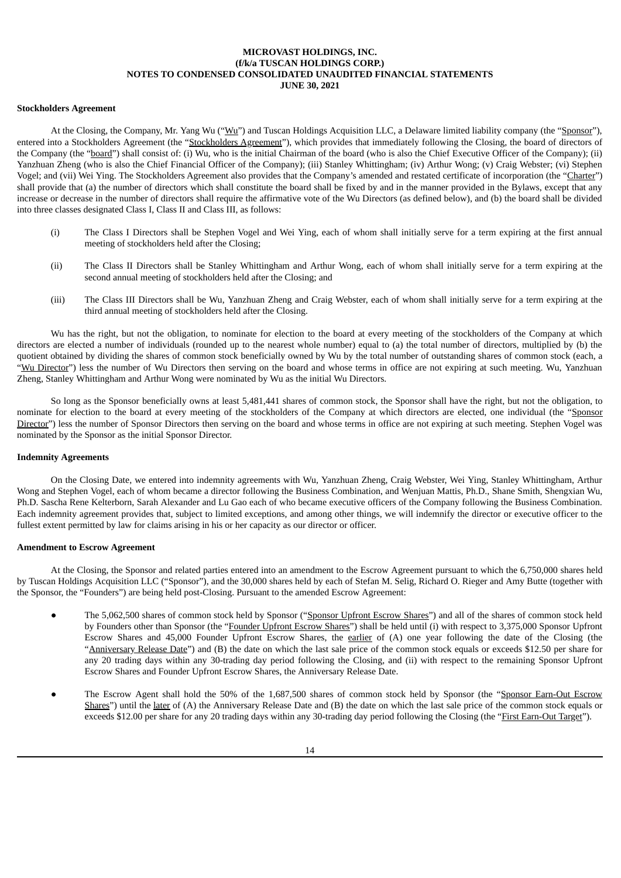#### Stockholders Agreement

At the Closing, the Company, Mr. Yang Wu ("Wu") and Tuscan Holdings Acquisition LLC, a Delaware limited liability company (the "Sponsor"), entered into a Stockholders Agreement (the "Stockholders Agreement"), which provides that immediately following the Closing, the board of directors of the Company (the "board") shall consist of: (i) Wu, who is the initial Chairman of the board (who is also the Chief Executive Officer of the Company); (ii) Yanzhuan Zheng (who is also the Chief Financial Officer of the Company); (iii) Stanley Whittingham; (iv) Arthur Wong; (v) Craig Webster; (vi) Stephen Vogel; and (vii) Wei Ying. The Stockholders Agreement also provides that the Company's amended and restated certificate of incorporation (the "Charter") shall provide that (a) the number of directors which shall constitute the board shall be fixed by and in the manner provided in the Bylaws, except that any increase or decrease in the number of directors shall require the affirmative vote of the Wu Directors (as defined below), and (b) the board shall be divided into three classes designated Class I, Class II and Class III, as follows:

(i) The Class I Directors shall be Stephen Vogel and Wei Ying, each of whom shall initially serve for a term expiring at the first annual meeting of stockholders held after the Closing;

(ii) The Class II Directors shall be Stanley Whittingham and Arthur Wong, each of whom shall initially serve for a term expiring at the second annual meeting of stockholders held after the Closing; and

(iii) The Class III Directors shall be Wu, Yanzhuan Zheng and Craig Webster, each of whom shall initially serve for a term expiring at the third annual meeting of stockholders held after the Closing.

Wu has the right, but not the obligation, to nominate for election to the board at every meeting of the stockholders of the Company at which directors are elected a number of individuals (rounded up to the nearest whole number) equal to (a) the total number of directors, multiplied by (b) the quotient obtained by dividing the shares of common stock beneficially owned by Wu by the total number of outstanding shares of common stock (each, a "Wu Director") less the number of Wu Directors then serving on the board and whose terms in office are not expiring at such meeting. Wu, Yanzhuan Zheng, Stanley Whittingham and Arthur Wong were nominated by Wu as the initial Wu Directors.

So long as the Sponsor beneficially owns at least 5,481,441 shares of common stock, the Sponsor shall have the right, but not the obligation, to nominate for election to the board at every meeting of the stockholders of the Company at which directors are elected, one individual (the "Sponsor Director") less the number of Sponsor Directors then serving on the board and whose terms in office are not expiring at such meeting. Stephen Vogel was nominated by the Sponsor as the initial Sponsor Director.

#### Indemnity Agreements

On the Closing Date, we entered into indemnity agreements with Wu, Yanzhuan Zheng, Craig Webster, Wei Ying, Stanley Whittingham, Arthur Wong and Stephen Vogel, each of whom became a director following the Business Combination, and Wenjuan Mattis, Ph.D., Shane Smith, Shengxian Wu, Ph.D. Sascha Rene Kelterborn, Sarah Alexander and Lu Gao each of who became executive officers of the Company following the Business Combination. Each indemnity agreement provides that, subject to limited exceptions, and among other things, we will indemnify the director or executive officer to the fullest extent permitted by law for claims arising in his or her capacity as our director or officer.

#### Amendment to Escrow Agreement

At the Closing, the Sponsor and related parties entered into an amendment to the Escrow Agreement pursuant to which the 6,750,000 shares held by Tuscan Holdings Acquisition LLC ("Sponsor"), and the 30,000 shares held by each of Stefan M. Selig, Richard O. Rieger and Amy Butte (together with the Sponsor, the "Founders") are being held post-Closing. Pursuant to the amended Escrow Agreement:

- The 5,062,500 shares of common stock held by Sponsor ("Sponsor Upfront Escrow Shares") and all of the shares of common stock held by Founders other than Sponsor (the "Founder Upfront Escrow Shares") shall be held until (i) with respect to 3,375,000 Sponsor Upfront Escrow Shares and 45,000 Founder Upfront Escrow Shares, the earlier of (A) one year following the date of the Closing (the "Anniversary Release Date") and (B) the date on which the last sale price of the common stock equals or exceeds $12.50 per share for any 20 trading days within any 30-trading day period following the Closing, and (ii) with respect to the remaining Sponsor Upfront Escrow Shares and Founder Upfront Escrow Shares, the Anniversary Release Date.

- The Escrow Agent shall hold the 50% of the 1,687,500 shares of common stock held by Sponsor (the "Sponsor Earn-Out Escrow Shares") until the later of (A) the Anniversary Release Date and (B) the date on which the last sale price of the common stock equals or exceeds $12.00 per share for any 20 trading days within any 30-trading day period following the Closing (the "First Earn-Out Target").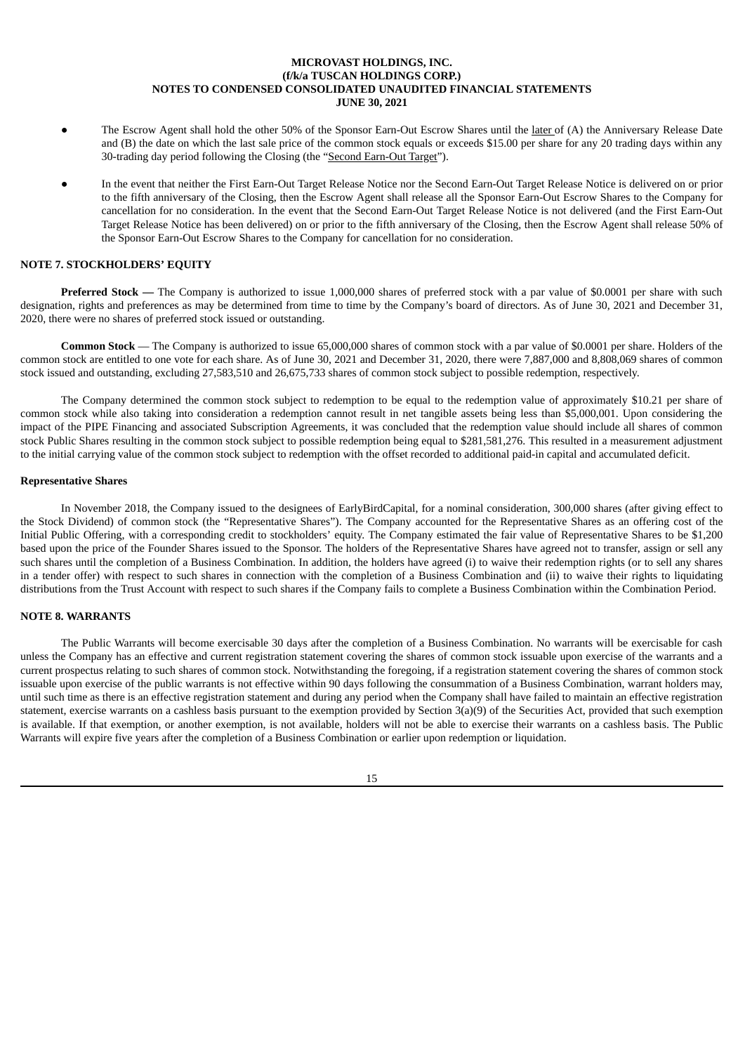- The Escrow Agent shall hold the other 50% of the Sponsor Earn-Out Escrow Shares until the later of (A) the Anniversary Release Date and (B) the date on which the last sale price of the common stock equals or exceeds $15.00 per share for any 20 trading days within any 30-trading day period following the Closing (the "Second Earn-Out Target").
- In the event that neither the First Earn-Out Target Release Notice nor the Second Earn-Out Target Release Notice is delivered on or prior to the fifth anniversary of the Closing, then the Escrow Agent shall release all the Sponsor Earn-Out Escrow Shares to the Company for cancellation for no consideration. In the event that the Second Earn-Out Target Release Notice is not delivered (and the First Earn-Out Target Release Notice has been delivered) on or prior to the fifth anniversary of the Closing, then the Escrow Agent shall release 50% of the Sponsor Earn-Out Escrow Shares to the Company for cancellation for no consideration.

## NOTE 7. STOCKHOLDERS' EQUITY

**Preferred Stock —** The Company is authorized to issue 1,000,000 shares of preferred stock with a par value of $0.0001 per share with such designation, rights and preferences as may be determined from time to time by the Company's board of directors. As of June 30, 2021 and December 31, 2020, there were no shares of preferred stock issued or outstanding.

**Common Stock** — The Company is authorized to issue 65,000,000 shares of common stock with a par value of $0.0001 per share. Holders of the common stock are entitled to one vote for each share. As of June 30, 2021 and December 31, 2020, there were 7,887,000 and 8,808,069 shares of common stock issued and outstanding, excluding 27,583,510 and 26,675,733 shares of common stock subject to possible redemption, respectively.

The Company determined the common stock subject to redemption to be equal to the redemption value of approximately $10.21 per share of common stock while also taking into consideration a redemption cannot result in net tangible assets being less than $5,000,001. Upon considering the impact of the PIPE Financing and associated Subscription Agreements, it was concluded that the redemption value should include all shares of common stock Public Shares resulting in the common stock subject to possible redemption being equal to $281,581,276. This resulted in a measurement adjustment to the initial carrying value of the common stock subject to redemption with the offset recorded to additional paid-in capital and accumulated deficit.

### Representative Shares

In November 2018, the Company issued to the designees of EarlyBirdCapital, for a nominal consideration, 300,000 shares (after giving effect to the Stock Dividend) of common stock (the "Representative Shares"). The Company accounted for the Representative Shares as an offering cost of the Initial Public Offering, with a corresponding credit to stockholders' equity. The Company estimated the fair value of Representative Shares to be $1,200 based upon the price of the Founder Shares issued to the Sponsor. The holders of the Representative Shares have agreed not to transfer, assign or sell any such shares until the completion of a Business Combination. In addition, the holders have agreed (i) to waive their redemption rights (or to sell any shares in a tender offer) with respect to such shares in connection with the completion of a Business Combination and (ii) to waive their rights to liquidating distributions from the Trust Account with respect to such shares if the Company fails to complete a Business Combination within the Combination Period.

## NOTE 8. WARRANTS

The Public Warrants will become exercisable 30 days after the completion of a Business Combination. No warrants will be exercisable for cash unless the Company has an effective and current registration statement covering the shares of common stock issuable upon exercise of the warrants and a current prospectus relating to such shares of common stock. Notwithstanding the foregoing, if a registration statement covering the shares of common stock issuable upon exercise of the public warrants is not effective within 90 days following the consummation of a Business Combination, warrant holders may, until such time as there is an effective registration statement and during any period when the Company shall have failed to maintain an effective registration statement, exercise warrants on a cashless basis pursuant to the exemption provided by Section 3(a)(9) of the Securities Act, provided that such exemption is available. If that exemption, or another exemption, is not available, holders will not be able to exercise their warrants on a cashless basis. The Public Warrants will expire five years after the completion of a Business Combination or earlier upon redemption or liquidation.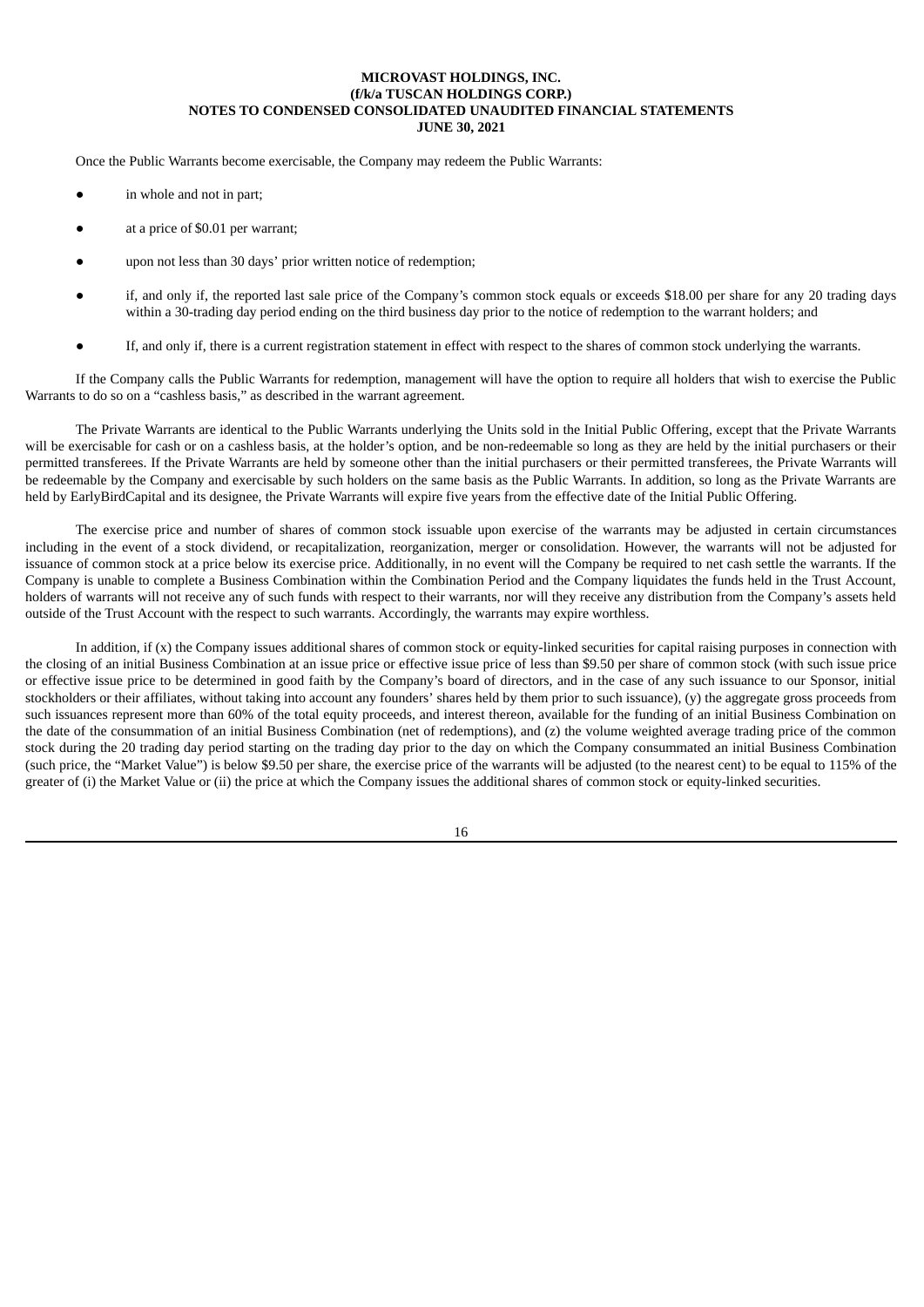Once the Public Warrants become exercisable, the Company may redeem the Public Warrants:

- in whole and not in part;
- at a price of $0.01 per warrant;
- upon not less than 30 days' prior written notice of redemption;
- if, and only if, the reported last sale price of the Company's common stock equals or exceeds $18.00 per share for any 20 trading days within a 30-trading day period ending on the third business day prior to the notice of redemption to the warrant holders; and
- If, and only if, there is a current registration statement in effect with respect to the shares of common stock underlying the warrants.

If the Company calls the Public Warrants for redemption, management will have the option to require all holders that wish to exercise the Public Warrants to do so on a "cashless basis," as described in the warrant agreement.

The Private Warrants are identical to the Public Warrants underlying the Units sold in the Initial Public Offering, except that the Private Warrants will be exercisable for cash or on a cashless basis, at the holder's option, and be non-redeemable so long as they are held by the initial purchasers or their permitted transferees. If the Private Warrants are held by someone other than the initial purchasers or their permitted transferees, the Private Warrants will be redeemable by the Company and exercisable by such holders on the same basis as the Public Warrants. In addition, so long as the Private Warrants are held by EarlyBirdCapital and its designee, the Private Warrants will expire five years from the effective date of the Initial Public Offering.

The exercise price and number of shares of common stock issuable upon exercise of the warrants may be adjusted in certain circumstances including in the event of a stock dividend, or recapitalization, reorganization, merger or consolidation. However, the warrants will not be adjusted for issuance of common stock at a price below its exercise price. Additionally, in no event will the Company be required to net cash settle the warrants. If the Company is unable to complete a Business Combination within the Combination Period and the Company liquidates the funds held in the Trust Account, holders of warrants will not receive any of such funds with respect to their warrants, nor will they receive any distribution from the Company's assets held outside of the Trust Account with the respect to such warrants. Accordingly, the warrants may expire worthless.

In addition, if (x) the Company issues additional shares of common stock or equity-linked securities for capital raising purposes in connection with the closing of an initial Business Combination at an issue price or effective issue price of less than $9.50 per share of common stock (with such issue price or effective issue price to be determined in good faith by the Company's board of directors, and in the case of any such issuance to our Sponsor, initial stockholders or their affiliates, without taking into account any founders' shares held by them prior to such issuance), (y) the aggregate gross proceeds from such issuances represent more than 60% of the total equity proceeds, and interest thereon, available for the funding of an initial Business Combination on the date of the consummation of an initial Business Combination (net of redemptions), and (z) the volume weighted average trading price of the common stock during the 20 trading day period starting on the trading day prior to the day on which the Company consummated an initial Business Combination (such price, the "Market Value") is below $9.50 per share, the exercise price of the warrants will be adjusted (to the nearest cent) to be equal to 115% of the greater of (i) the Market Value or (ii) the price at which the Company issues the additional shares of common stock or equity-linked securities.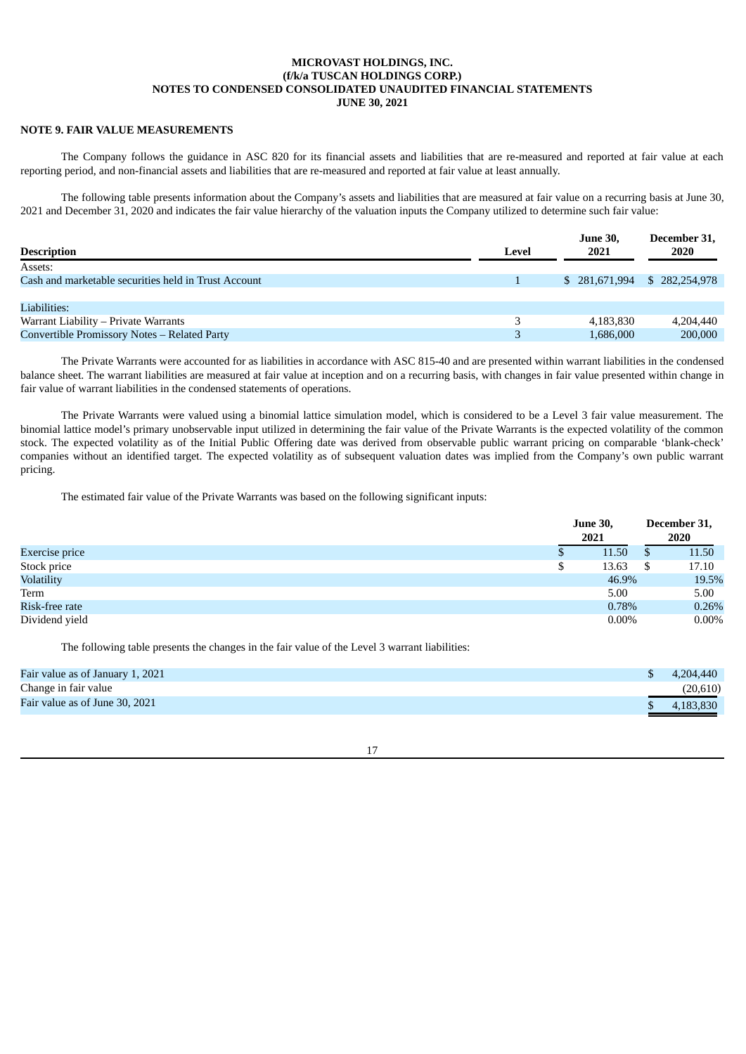**MICROVAST HOLDINGS, INC.**
**(f/k/a TUSCAN HOLDINGS CORP.)**
**NOTES TO CONDENSED CONSOLIDATED UNAUDITED FINANCIAL STATEMENTS**
**JUNE 30, 2021**

**NOTE 9. FAIR VALUE MEASUREMENTS**

The Company follows the guidance in ASC 820 for its financial assets and liabilities that are re-measured and reported at fair value at each reporting period, and non-financial assets and liabilities that are re-measured and reported at fair value at least annually.

The following table presents information about the Company's assets and liabilities that are measured at fair value on a recurring basis at June 30, 2021 and December 31, 2020 and indicates the fair value hierarchy of the valuation inputs the Company utilized to determine such fair value:

| Description | Level | June 30, 2021 | December 31, 2020 |
|---|---|---|---|
| Assets: | | | |
| Cash and marketable securities held in Trust Account | 1 | $ 281,671,994 | $ 282,254,978 |
| | | | |
| Liabilities: | | | |
| Warrant Liability – Private Warrants | 3 | 4,183,830 | 4,204,440 |
| Convertible Promissory Notes – Related Party | 3 | 1,686,000 | 200,000 |

The Private Warrants were accounted for as liabilities in accordance with ASC 815-40 and are presented within warrant liabilities in the condensed balance sheet. The warrant liabilities are measured at fair value at inception and on a recurring basis, with changes in fair value presented within change in fair value of warrant liabilities in the condensed statements of operations.

The Private Warrants were valued using a binomial lattice simulation model, which is considered to be a Level 3 fair value measurement. The binomial lattice model's primary unobservable input utilized in determining the fair value of the Private Warrants is the expected volatility of the common stock. The expected volatility as of the Initial Public Offering date was derived from observable public warrant pricing on comparable 'blank-check' companies without an identified target. The expected volatility as of subsequent valuation dates was implied from the Company's own public warrant pricing.

The estimated fair value of the Private Warrants was based on the following significant inputs:

| | June 30, 2021 | December 31, 2020 |
|---|---|---|
| Exercise price | $ 11.50 | $ 11.50 |
| Stock price | $ 13.63 | $ 17.10 |
| Volatility | 46.9% | 19.5% |
| Term | 5.00 | 5.00 |
| Risk-free rate | 0.78% | 0.26% |
| Dividend yield | 0.00% | 0.00% |

The following table presents the changes in the fair value of the Level 3 warrant liabilities:

| | |
|---|---|
| Fair value as of January 1, 2021 | $ 4,204,440 |
| Change in fair value | (20,610) |
| Fair value as of June 30, 2021 | $ 4,183,830 |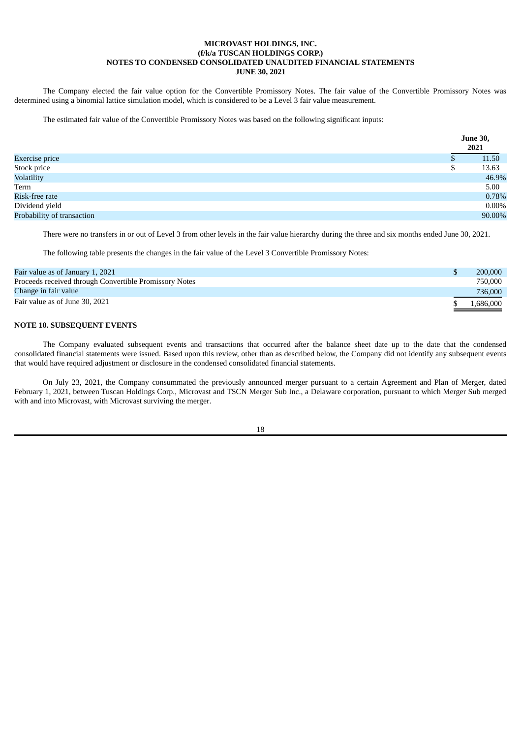The Company elected the fair value option for the Convertible Promissory Notes. The fair value of the Convertible Promissory Notes was determined using a binomial lattice simulation model, which is considered to be a Level 3 fair value measurement.

The estimated fair value of the Convertible Promissory Notes was based on the following significant inputs:

| | June 30, 2021 |
|---|---|
| Exercise price | $ 11.50 |
| Stock price | $ 13.63 |
| Volatility | 46.9% |
| Term | 5.00 |
| Risk-free rate | 0.78% |
| Dividend yield | 0.00% |
| Probability of transaction | 90.00% |

There were no transfers in or out of Level 3 from other levels in the fair value hierarchy during the three and six months ended June 30, 2021.

The following table presents the changes in the fair value of the Level 3 Convertible Promissory Notes:

| | |
|---|---|
| Fair value as of January 1, 2021 | $ 200,000 |
| Proceeds received through Convertible Promissory Notes | 750,000 |
| Change in fair value | 736,000 |
| Fair value as of June 30, 2021 | $ 1,686,000 |

## NOTE 10. SUBSEQUENT EVENTS

The Company evaluated subsequent events and transactions that occurred after the balance sheet date up to the date that the condensed consolidated financial statements were issued. Based upon this review, other than as described below, the Company did not identify any subsequent events that would have required adjustment or disclosure in the condensed consolidated financial statements.

On July 23, 2021, the Company consummated the previously announced merger pursuant to a certain Agreement and Plan of Merger, dated February 1, 2021, between Tuscan Holdings Corp., Microvast and TSCN Merger Sub Inc., a Delaware corporation, pursuant to which Merger Sub merged with and into Microvast, with Microvast surviving the merger.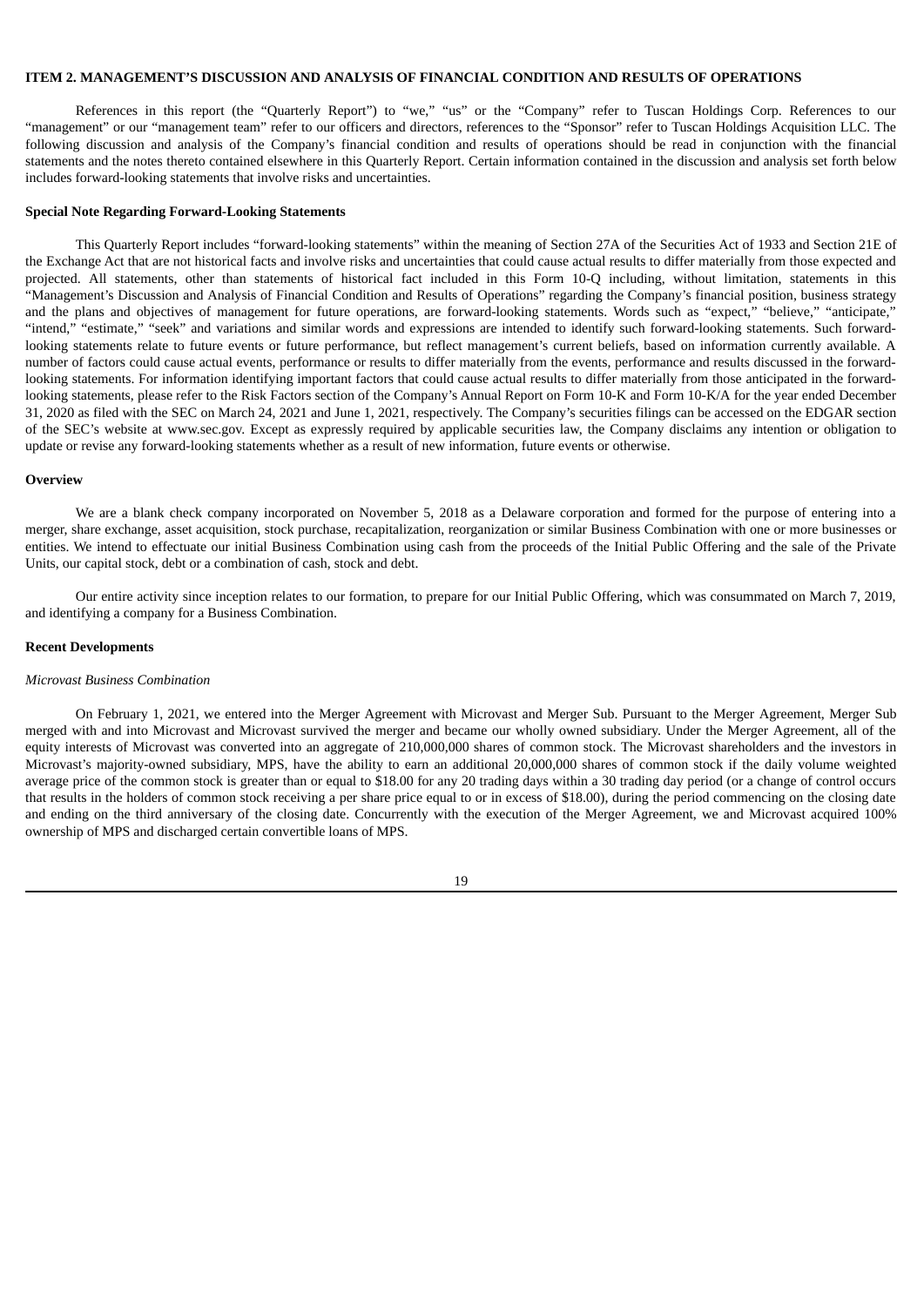## ITEM 2. MANAGEMENT'S DISCUSSION AND ANALYSIS OF FINANCIAL CONDITION AND RESULTS OF OPERATIONS

References in this report (the "Quarterly Report") to "we," "us" or the "Company" refer to Tuscan Holdings Corp. References to our "management" or our "management team" refer to our officers and directors, references to the "Sponsor" refer to Tuscan Holdings Acquisition LLC. The following discussion and analysis of the Company's financial condition and results of operations should be read in conjunction with the financial statements and the notes thereto contained elsewhere in this Quarterly Report. Certain information contained in the discussion and analysis set forth below includes forward-looking statements that involve risks and uncertainties.

### Special Note Regarding Forward-Looking Statements

This Quarterly Report includes "forward-looking statements" within the meaning of Section 27A of the Securities Act of 1933 and Section 21E of the Exchange Act that are not historical facts and involve risks and uncertainties that could cause actual results to differ materially from those expected and projected. All statements, other than statements of historical fact included in this Form 10-Q including, without limitation, statements in this "Management's Discussion and Analysis of Financial Condition and Results of Operations" regarding the Company's financial position, business strategy and the plans and objectives of management for future operations, are forward-looking statements. Words such as "expect," "believe," "anticipate," "intend," "estimate," "seek" and variations and similar words and expressions are intended to identify such forward-looking statements. Such forward-looking statements relate to future events or future performance, but reflect management's current beliefs, based on information currently available. A number of factors could cause actual events, performance or results to differ materially from the events, performance and results discussed in the forward-looking statements. For information identifying important factors that could cause actual results to differ materially from those anticipated in the forward-looking statements, please refer to the Risk Factors section of the Company's Annual Report on Form 10-K and Form 10-K/A for the year ended December 31, 2020 as filed with the SEC on March 24, 2021 and June 1, 2021, respectively. The Company's securities filings can be accessed on the EDGAR section of the SEC's website at www.sec.gov. Except as expressly required by applicable securities law, the Company disclaims any intention or obligation to update or revise any forward-looking statements whether as a result of new information, future events or otherwise.

### Overview

We are a blank check company incorporated on November 5, 2018 as a Delaware corporation and formed for the purpose of entering into a merger, share exchange, asset acquisition, stock purchase, recapitalization, reorganization or similar Business Combination with one or more businesses or entities. We intend to effectuate our initial Business Combination using cash from the proceeds of the Initial Public Offering and the sale of the Private Units, our capital stock, debt or a combination of cash, stock and debt.

Our entire activity since inception relates to our formation, to prepare for our Initial Public Offering, which was consummated on March 7, 2019, and identifying a company for a Business Combination.

### Recent Developments

*Microvast Business Combination*

On February 1, 2021, we entered into the Merger Agreement with Microvast and Merger Sub. Pursuant to the Merger Agreement, Merger Sub merged with and into Microvast and Microvast survived the merger and became our wholly owned subsidiary. Under the Merger Agreement, all of the equity interests of Microvast was converted into an aggregate of 210,000,000 shares of common stock. The Microvast shareholders and the investors in Microvast's majority-owned subsidiary, MPS, have the ability to earn an additional 20,000,000 shares of common stock if the daily volume weighted average price of the common stock is greater than or equal to \$18.00 for any 20 trading days within a 30 trading day period (or a change of control occurs that results in the holders of common stock receiving a per share price equal to or in excess of \$18.00), during the period commencing on the closing date and ending on the third anniversary of the closing date. Concurrently with the execution of the Merger Agreement, we and Microvast acquired 100% ownership of MPS and discharged certain convertible loans of MPS.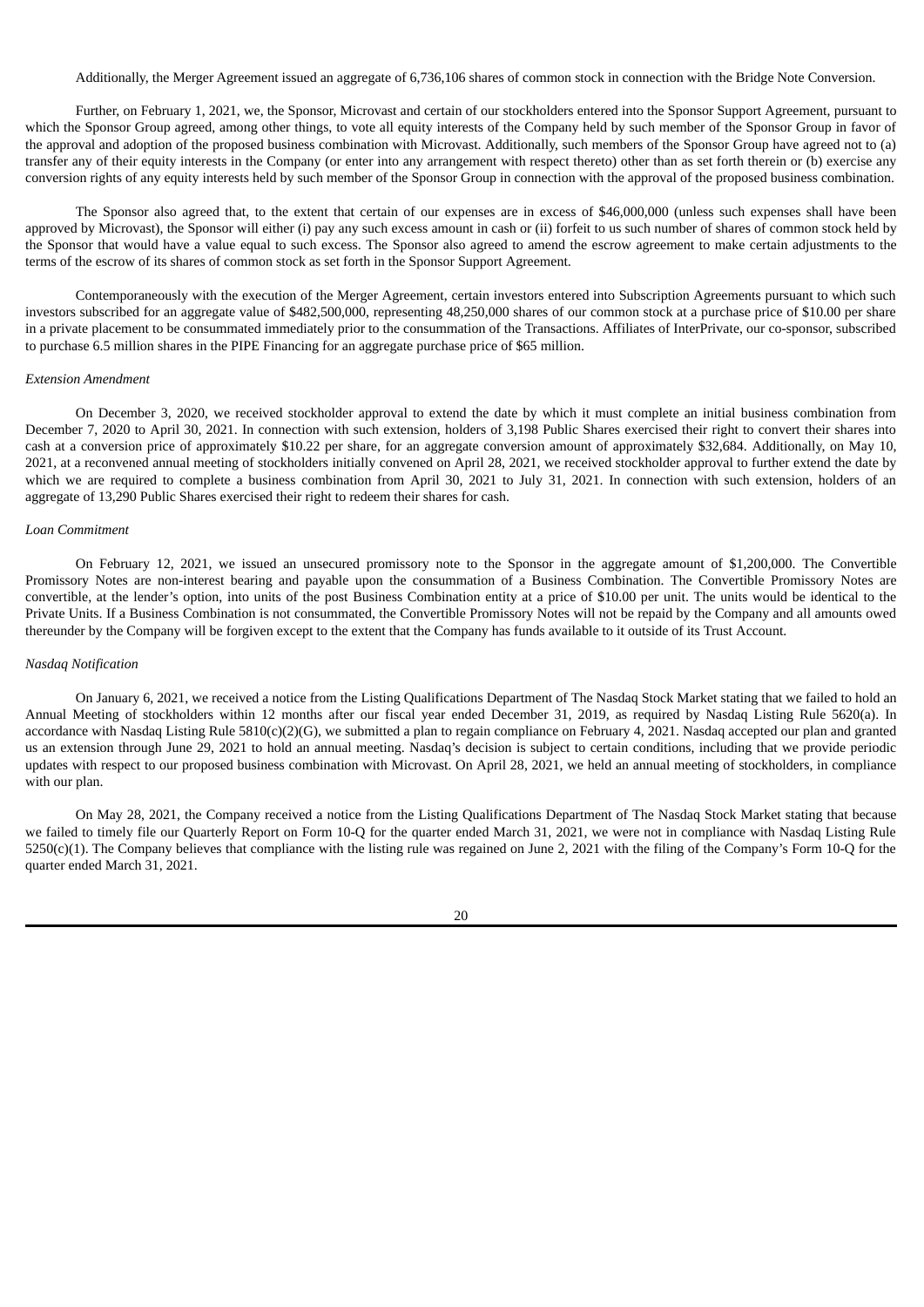Additionally, the Merger Agreement issued an aggregate of 6,736,106 shares of common stock in connection with the Bridge Note Conversion.

Further, on February 1, 2021, we, the Sponsor, Microvast and certain of our stockholders entered into the Sponsor Support Agreement, pursuant to which the Sponsor Group agreed, among other things, to vote all equity interests of the Company held by such member of the Sponsor Group in favor of the approval and adoption of the proposed business combination with Microvast. Additionally, such members of the Sponsor Group have agreed not to (a) transfer any of their equity interests in the Company (or enter into any arrangement with respect thereto) other than as set forth therein or (b) exercise any conversion rights of any equity interests held by such member of the Sponsor Group in connection with the approval of the proposed business combination.

The Sponsor also agreed that, to the extent that certain of our expenses are in excess of $46,000,000 (unless such expenses shall have been approved by Microvast), the Sponsor will either (i) pay any such excess amount in cash or (ii) forfeit to us such number of shares of common stock held by the Sponsor that would have a value equal to such excess. The Sponsor also agreed to amend the escrow agreement to make certain adjustments to the terms of the escrow of its shares of common stock as set forth in the Sponsor Support Agreement.

Contemporaneously with the execution of the Merger Agreement, certain investors entered into Subscription Agreements pursuant to which such investors subscribed for an aggregate value of $482,500,000, representing 48,250,000 shares of our common stock at a purchase price of $10.00 per share in a private placement to be consummated immediately prior to the consummation of the Transactions. Affiliates of InterPrivate, our co-sponsor, subscribed to purchase 6.5 million shares in the PIPE Financing for an aggregate purchase price of $65 million.

*Extension Amendment*

On December 3, 2020, we received stockholder approval to extend the date by which it must complete an initial business combination from December 7, 2020 to April 30, 2021. In connection with such extension, holders of 3,198 Public Shares exercised their right to convert their shares into cash at a conversion price of approximately $10.22 per share, for an aggregate conversion amount of approximately $32,684. Additionally, on May 10, 2021, at a reconvened annual meeting of stockholders initially convened on April 28, 2021, we received stockholder approval to further extend the date by which we are required to complete a business combination from April 30, 2021 to July 31, 2021. In connection with such extension, holders of an aggregate of 13,290 Public Shares exercised their right to redeem their shares for cash.

*Loan Commitment*

On February 12, 2021, we issued an unsecured promissory note to the Sponsor in the aggregate amount of $1,200,000. The Convertible Promissory Notes are non-interest bearing and payable upon the consummation of a Business Combination. The Convertible Promissory Notes are convertible, at the lender's option, into units of the post Business Combination entity at a price of $10.00 per unit. The units would be identical to the Private Units. If a Business Combination is not consummated, the Convertible Promissory Notes will not be repaid by the Company and all amounts owed thereunder by the Company will be forgiven except to the extent that the Company has funds available to it outside of its Trust Account.

*Nasdaq Notification*

On January 6, 2021, we received a notice from the Listing Qualifications Department of The Nasdaq Stock Market stating that we failed to hold an Annual Meeting of stockholders within 12 months after our fiscal year ended December 31, 2019, as required by Nasdaq Listing Rule 5620(a). In accordance with Nasdaq Listing Rule 5810(c)(2)(G), we submitted a plan to regain compliance on February 4, 2021. Nasdaq accepted our plan and granted us an extension through June 29, 2021 to hold an annual meeting. Nasdaq's decision is subject to certain conditions, including that we provide periodic updates with respect to our proposed business combination with Microvast. On April 28, 2021, we held an annual meeting of stockholders, in compliance with our plan.

On May 28, 2021, the Company received a notice from the Listing Qualifications Department of The Nasdaq Stock Market stating that because we failed to timely file our Quarterly Report on Form 10-Q for the quarter ended March 31, 2021, we were not in compliance with Nasdaq Listing Rule 5250(c)(1). The Company believes that compliance with the listing rule was regained on June 2, 2021 with the filing of the Company's Form 10-Q for the quarter ended March 31, 2021.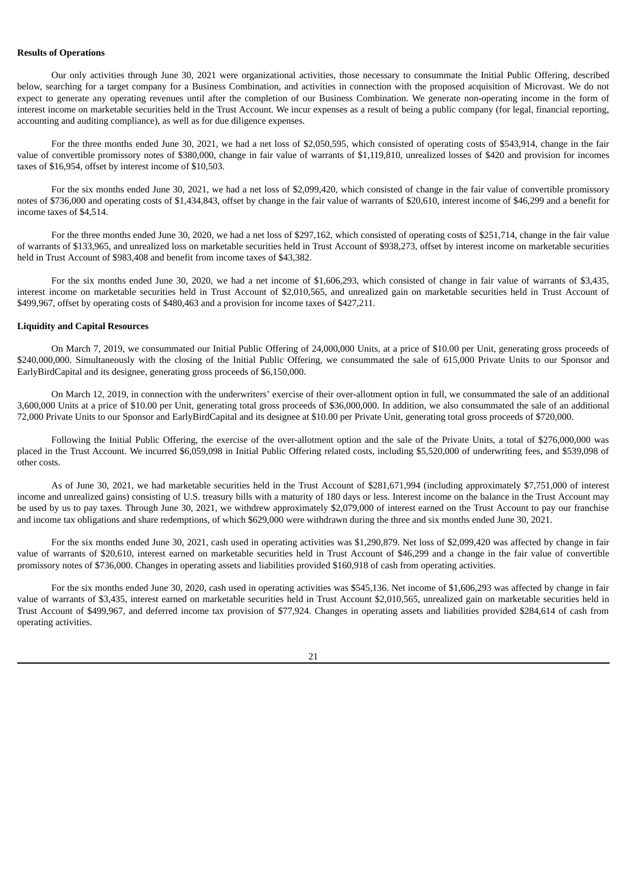**Results of Operations**

Our only activities through June 30, 2021 were organizational activities, those necessary to consummate the Initial Public Offering, described below, searching for a target company for a Business Combination, and activities in connection with the proposed acquisition of Microvast. We do not expect to generate any operating revenues until after the completion of our Business Combination. We generate non-operating income in the form of interest income on marketable securities held in the Trust Account. We incur expenses as a result of being a public company (for legal, financial reporting, accounting and auditing compliance), as well as for due diligence expenses.

For the three months ended June 30, 2021, we had a net loss of $2,050,595, which consisted of operating costs of $543,914, change in the fair value of convertible promissory notes of $380,000, change in fair value of warrants of $1,119,810, unrealized losses of $420 and provision for incomes taxes of $16,954, offset by interest income of $10,503.

For the six months ended June 30, 2021, we had a net loss of $2,099,420, which consisted of change in the fair value of convertible promissory notes of $736,000 and operating costs of $1,434,843, offset by change in the fair value of warrants of $20,610, interest income of $46,299 and a benefit for income taxes of $4,514.

For the three months ended June 30, 2020, we had a net loss of $297,162, which consisted of operating costs of $251,714, change in the fair value of warrants of $133,965, and unrealized loss on marketable securities held in Trust Account of $938,273, offset by interest income on marketable securities held in Trust Account of $983,408 and benefit from income taxes of $43,382.

For the six months ended June 30, 2020, we had a net income of $1,606,293, which consisted of change in fair value of warrants of $3,435, interest income on marketable securities held in Trust Account of $2,010,565, and unrealized gain on marketable securities held in Trust Account of $499,967, offset by operating costs of $480,463 and a provision for income taxes of $427,211.

**Liquidity and Capital Resources**

On March 7, 2019, we consummated our Initial Public Offering of 24,000,000 Units, at a price of $10.00 per Unit, generating gross proceeds of $240,000,000. Simultaneously with the closing of the Initial Public Offering, we consummated the sale of 615,000 Private Units to our Sponsor and EarlyBirdCapital and its designee, generating gross proceeds of $6,150,000.

On March 12, 2019, in connection with the underwriters' exercise of their over-allotment option in full, we consummated the sale of an additional 3,600,000 Units at a price of $10.00 per Unit, generating total gross proceeds of $36,000,000. In addition, we also consummated the sale of an additional 72,000 Private Units to our Sponsor and EarlyBirdCapital and its designee at $10.00 per Private Unit, generating total gross proceeds of $720,000.

Following the Initial Public Offering, the exercise of the over-allotment option and the sale of the Private Units, a total of $276,000,000 was placed in the Trust Account. We incurred $6,059,098 in Initial Public Offering related costs, including $5,520,000 of underwriting fees, and $539,098 of other costs.

As of June 30, 2021, we had marketable securities held in the Trust Account of $281,671,994 (including approximately $7,751,000 of interest income and unrealized gains) consisting of U.S. treasury bills with a maturity of 180 days or less. Interest income on the balance in the Trust Account may be used by us to pay taxes. Through June 30, 2021, we withdrew approximately $2,079,000 of interest earned on the Trust Account to pay our franchise and income tax obligations and share redemptions, of which $629,000 were withdrawn during the three and six months ended June 30, 2021.

For the six months ended June 30, 2021, cash used in operating activities was $1,290,879. Net loss of $2,099,420 was affected by change in fair value of warrants of $20,610, interest earned on marketable securities held in Trust Account of $46,299 and a change in the fair value of convertible promissory notes of $736,000. Changes in operating assets and liabilities provided $160,918 of cash from operating activities.

For the six months ended June 30, 2020, cash used in operating activities was $545,136. Net income of $1,606,293 was affected by change in fair value of warrants of $3,435, interest earned on marketable securities held in Trust Account $2,010,565, unrealized gain on marketable securities held in Trust Account of $499,967, and deferred income tax provision of $77,924. Changes in operating assets and liabilities provided $284,614 of cash from operating activities.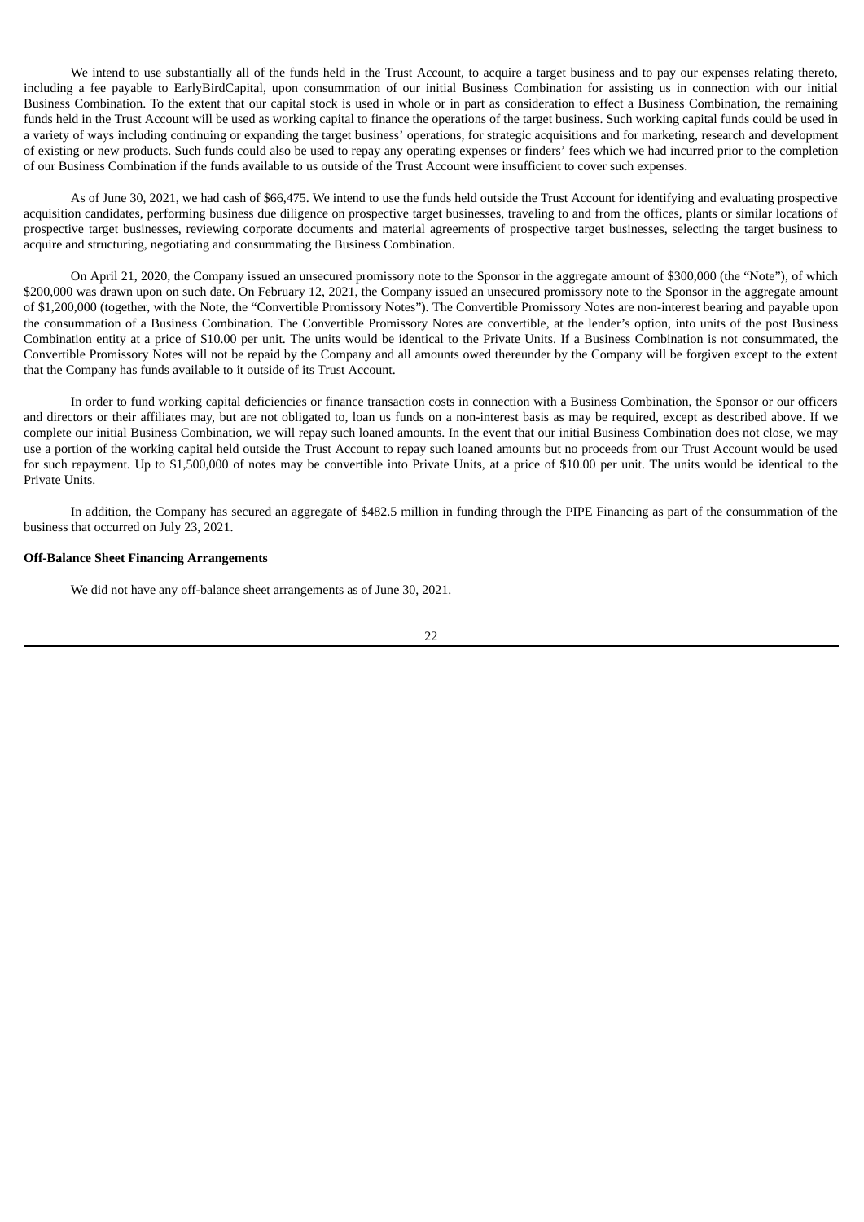We intend to use substantially all of the funds held in the Trust Account, to acquire a target business and to pay our expenses relating thereto, including a fee payable to EarlyBirdCapital, upon consummation of our initial Business Combination for assisting us in connection with our initial Business Combination. To the extent that our capital stock is used in whole or in part as consideration to effect a Business Combination, the remaining funds held in the Trust Account will be used as working capital to finance the operations of the target business. Such working capital funds could be used in a variety of ways including continuing or expanding the target business' operations, for strategic acquisitions and for marketing, research and development of existing or new products. Such funds could also be used to repay any operating expenses or finders' fees which we had incurred prior to the completion of our Business Combination if the funds available to us outside of the Trust Account were insufficient to cover such expenses.

As of June 30, 2021, we had cash of $66,475. We intend to use the funds held outside the Trust Account for identifying and evaluating prospective acquisition candidates, performing business due diligence on prospective target businesses, traveling to and from the offices, plants or similar locations of prospective target businesses, reviewing corporate documents and material agreements of prospective target businesses, selecting the target business to acquire and structuring, negotiating and consummating the Business Combination.

On April 21, 2020, the Company issued an unsecured promissory note to the Sponsor in the aggregate amount of $300,000 (the "Note"), of which $200,000 was drawn upon on such date. On February 12, 2021, the Company issued an unsecured promissory note to the Sponsor in the aggregate amount of $1,200,000 (together, with the Note, the "Convertible Promissory Notes"). The Convertible Promissory Notes are non-interest bearing and payable upon the consummation of a Business Combination. The Convertible Promissory Notes are convertible, at the lender's option, into units of the post Business Combination entity at a price of $10.00 per unit. The units would be identical to the Private Units. If a Business Combination is not consummated, the Convertible Promissory Notes will not be repaid by the Company and all amounts owed thereunder by the Company will be forgiven except to the extent that the Company has funds available to it outside of its Trust Account.

In order to fund working capital deficiencies or finance transaction costs in connection with a Business Combination, the Sponsor or our officers and directors or their affiliates may, but are not obligated to, loan us funds on a non-interest basis as may be required, except as described above. If we complete our initial Business Combination, we will repay such loaned amounts. In the event that our initial Business Combination does not close, we may use a portion of the working capital held outside the Trust Account to repay such loaned amounts but no proceeds from our Trust Account would be used for such repayment. Up to $1,500,000 of notes may be convertible into Private Units, at a price of $10.00 per unit. The units would be identical to the Private Units.

In addition, the Company has secured an aggregate of $482.5 million in funding through the PIPE Financing as part of the consummation of the business that occurred on July 23, 2021.

**Off-Balance Sheet Financing Arrangements**

We did not have any off-balance sheet arrangements as of June 30, 2021.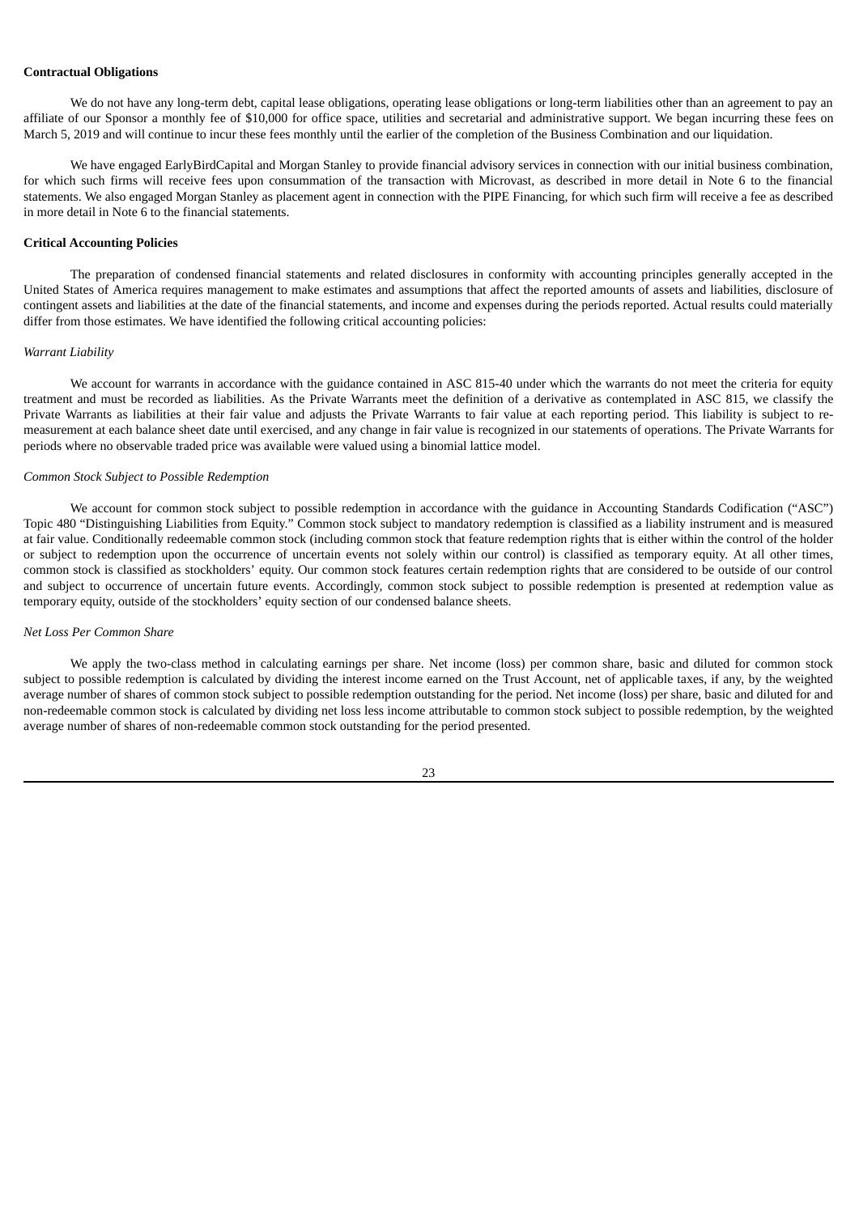**Contractual Obligations**

We do not have any long-term debt, capital lease obligations, operating lease obligations or long-term liabilities other than an agreement to pay an affiliate of our Sponsor a monthly fee of $10,000 for office space, utilities and secretarial and administrative support. We began incurring these fees on March 5, 2019 and will continue to incur these fees monthly until the earlier of the completion of the Business Combination and our liquidation.

We have engaged EarlyBirdCapital and Morgan Stanley to provide financial advisory services in connection with our initial business combination, for which such firms will receive fees upon consummation of the transaction with Microvast, as described in more detail in Note 6 to the financial statements. We also engaged Morgan Stanley as placement agent in connection with the PIPE Financing, for which such firm will receive a fee as described in more detail in Note 6 to the financial statements.

**Critical Accounting Policies**

The preparation of condensed financial statements and related disclosures in conformity with accounting principles generally accepted in the United States of America requires management to make estimates and assumptions that affect the reported amounts of assets and liabilities, disclosure of contingent assets and liabilities at the date of the financial statements, and income and expenses during the periods reported. Actual results could materially differ from those estimates. We have identified the following critical accounting policies:

*Warrant Liability*

We account for warrants in accordance with the guidance contained in ASC 815-40 under which the warrants do not meet the criteria for equity treatment and must be recorded as liabilities. As the Private Warrants meet the definition of a derivative as contemplated in ASC 815, we classify the Private Warrants as liabilities at their fair value and adjusts the Private Warrants to fair value at each reporting period. This liability is subject to re-measurement at each balance sheet date until exercised, and any change in fair value is recognized in our statements of operations. The Private Warrants for periods where no observable traded price was available were valued using a binomial lattice model.

*Common Stock Subject to Possible Redemption*

We account for common stock subject to possible redemption in accordance with the guidance in Accounting Standards Codification ("ASC") Topic 480 "Distinguishing Liabilities from Equity." Common stock subject to mandatory redemption is classified as a liability instrument and is measured at fair value. Conditionally redeemable common stock (including common stock that feature redemption rights that is either within the control of the holder or subject to redemption upon the occurrence of uncertain events not solely within our control) is classified as temporary equity. At all other times, common stock is classified as stockholders' equity. Our common stock features certain redemption rights that are considered to be outside of our control and subject to occurrence of uncertain future events. Accordingly, common stock subject to possible redemption is presented at redemption value as temporary equity, outside of the stockholders' equity section of our condensed balance sheets.

*Net Loss Per Common Share*

We apply the two-class method in calculating earnings per share. Net income (loss) per common share, basic and diluted for common stock subject to possible redemption is calculated by dividing the interest income earned on the Trust Account, net of applicable taxes, if any, by the weighted average number of shares of common stock subject to possible redemption outstanding for the period. Net income (loss) per share, basic and diluted for and non-redeemable common stock is calculated by dividing net loss less income attributable to common stock subject to possible redemption, by the weighted average number of shares of non-redeemable common stock outstanding for the period presented.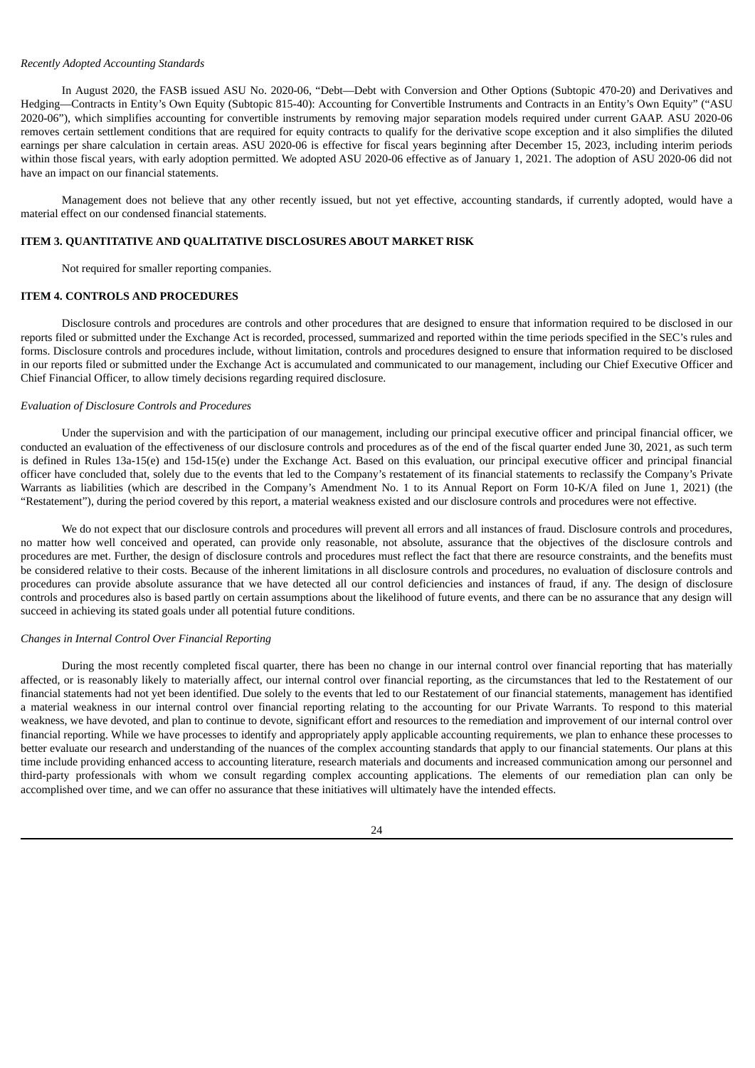*Recently Adopted Accounting Standards*

In August 2020, the FASB issued ASU No. 2020-06, "Debt—Debt with Conversion and Other Options (Subtopic 470-20) and Derivatives and Hedging—Contracts in Entity's Own Equity (Subtopic 815-40): Accounting for Convertible Instruments and Contracts in an Entity's Own Equity" ("ASU 2020-06"), which simplifies accounting for convertible instruments by removing major separation models required under current GAAP. ASU 2020-06 removes certain settlement conditions that are required for equity contracts to qualify for the derivative scope exception and it also simplifies the diluted earnings per share calculation in certain areas. ASU 2020-06 is effective for fiscal years beginning after December 15, 2023, including interim periods within those fiscal years, with early adoption permitted. We adopted ASU 2020-06 effective as of January 1, 2021. The adoption of ASU 2020-06 did not have an impact on our financial statements.

Management does not believe that any other recently issued, but not yet effective, accounting standards, if currently adopted, would have a material effect on our condensed financial statements.

## ITEM 3. QUANTITATIVE AND QUALITATIVE DISCLOSURES ABOUT MARKET RISK

Not required for smaller reporting companies.

## ITEM 4. CONTROLS AND PROCEDURES

Disclosure controls and procedures are controls and other procedures that are designed to ensure that information required to be disclosed in our reports filed or submitted under the Exchange Act is recorded, processed, summarized and reported within the time periods specified in the SEC's rules and forms. Disclosure controls and procedures include, without limitation, controls and procedures designed to ensure that information required to be disclosed in our reports filed or submitted under the Exchange Act is accumulated and communicated to our management, including our Chief Executive Officer and Chief Financial Officer, to allow timely decisions regarding required disclosure.

*Evaluation of Disclosure Controls and Procedures*

Under the supervision and with the participation of our management, including our principal executive officer and principal financial officer, we conducted an evaluation of the effectiveness of our disclosure controls and procedures as of the end of the fiscal quarter ended June 30, 2021, as such term is defined in Rules 13a-15(e) and 15d-15(e) under the Exchange Act. Based on this evaluation, our principal executive officer and principal financial officer have concluded that, solely due to the events that led to the Company's restatement of its financial statements to reclassify the Company's Private Warrants as liabilities (which are described in the Company's Amendment No. 1 to its Annual Report on Form 10-K/A filed on June 1, 2021) (the "Restatement"), during the period covered by this report, a material weakness existed and our disclosure controls and procedures were not effective.

We do not expect that our disclosure controls and procedures will prevent all errors and all instances of fraud. Disclosure controls and procedures, no matter how well conceived and operated, can provide only reasonable, not absolute, assurance that the objectives of the disclosure controls and procedures are met. Further, the design of disclosure controls and procedures must reflect the fact that there are resource constraints, and the benefits must be considered relative to their costs. Because of the inherent limitations in all disclosure controls and procedures, no evaluation of disclosure controls and procedures can provide absolute assurance that we have detected all our control deficiencies and instances of fraud, if any. The design of disclosure controls and procedures also is based partly on certain assumptions about the likelihood of future events, and there can be no assurance that any design will succeed in achieving its stated goals under all potential future conditions.

*Changes in Internal Control Over Financial Reporting*

During the most recently completed fiscal quarter, there has been no change in our internal control over financial reporting that has materially affected, or is reasonably likely to materially affect, our internal control over financial reporting, as the circumstances that led to the Restatement of our financial statements had not yet been identified. Due solely to the events that led to our Restatement of our financial statements, management has identified a material weakness in our internal control over financial reporting relating to the accounting for our Private Warrants. To respond to this material weakness, we have devoted, and plan to continue to devote, significant effort and resources to the remediation and improvement of our internal control over financial reporting. While we have processes to identify and appropriately apply applicable accounting requirements, we plan to enhance these processes to better evaluate our research and understanding of the nuances of the complex accounting standards that apply to our financial statements. Our plans at this time include providing enhanced access to accounting literature, research materials and documents and increased communication among our personnel and third-party professionals with whom we consult regarding complex accounting applications. The elements of our remediation plan can only be accomplished over time, and we can offer no assurance that these initiatives will ultimately have the intended effects.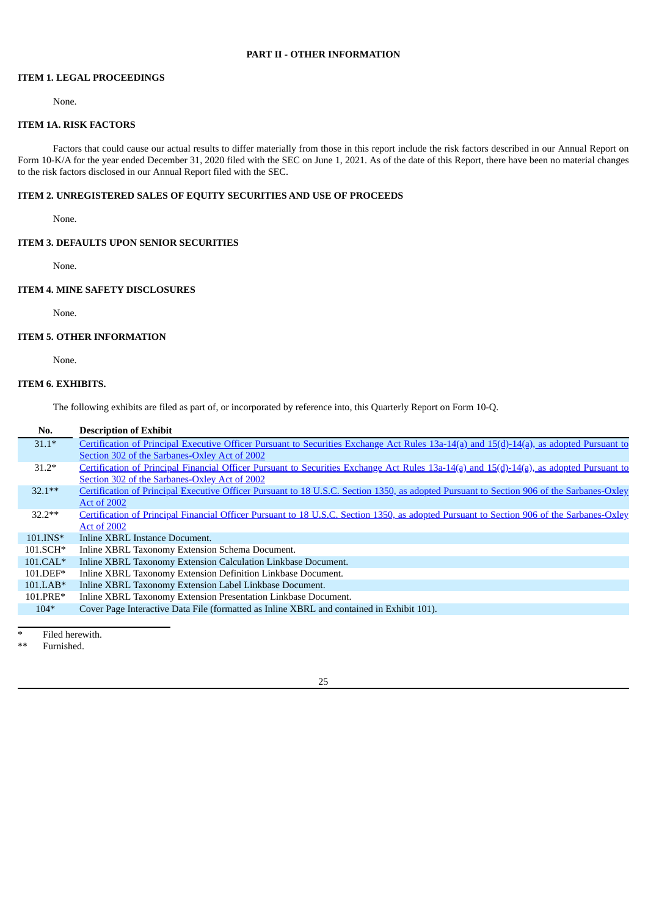## PART II - OTHER INFORMATION

### ITEM 1. LEGAL PROCEEDINGS

None.

### ITEM 1A. RISK FACTORS

Factors that could cause our actual results to differ materially from those in this report include the risk factors described in our Annual Report on Form 10-K/A for the year ended December 31, 2020 filed with the SEC on June 1, 2021. As of the date of this Report, there have been no material changes to the risk factors disclosed in our Annual Report filed with the SEC.

### ITEM 2. UNREGISTERED SALES OF EQUITY SECURITIES AND USE OF PROCEEDS

None.

### ITEM 3. DEFAULTS UPON SENIOR SECURITIES

None.

### ITEM 4. MINE SAFETY DISCLOSURES

None.

### ITEM 5. OTHER INFORMATION

None.

### ITEM 6. EXHIBITS.

The following exhibits are filed as part of, or incorporated by reference into, this Quarterly Report on Form 10-Q.

| No. | Description of Exhibit |
|---|---|
| 31.1* | Certification of Principal Executive Officer Pursuant to Securities Exchange Act Rules 13a-14(a) and 15(d)-14(a), as adopted Pursuant to Section 302 of the Sarbanes-Oxley Act of 2002 |
| 31.2* | Certification of Principal Financial Officer Pursuant to Securities Exchange Act Rules 13a-14(a) and 15(d)-14(a), as adopted Pursuant to Section 302 of the Sarbanes-Oxley Act of 2002 |
| 32.1** | Certification of Principal Executive Officer Pursuant to 18 U.S.C. Section 1350, as adopted Pursuant to Section 906 of the Sarbanes-Oxley Act of 2002 |
| 32.2** | Certification of Principal Financial Officer Pursuant to 18 U.S.C. Section 1350, as adopted Pursuant to Section 906 of the Sarbanes-Oxley Act of 2002 |
| 101.INS* | Inline XBRL Instance Document. |
| 101.SCH* | Inline XBRL Taxonomy Extension Schema Document. |
| 101.CAL* | Inline XBRL Taxonomy Extension Calculation Linkbase Document. |
| 101.DEF* | Inline XBRL Taxonomy Extension Definition Linkbase Document. |
| 101.LAB* | Inline XBRL Taxonomy Extension Label Linkbase Document. |
| 101.PRE* | Inline XBRL Taxonomy Extension Presentation Linkbase Document. |
| 104* | Cover Page Interactive Data File (formatted as Inline XBRL and contained in Exhibit 101). |

\* Filed herewith.

\** Furnished.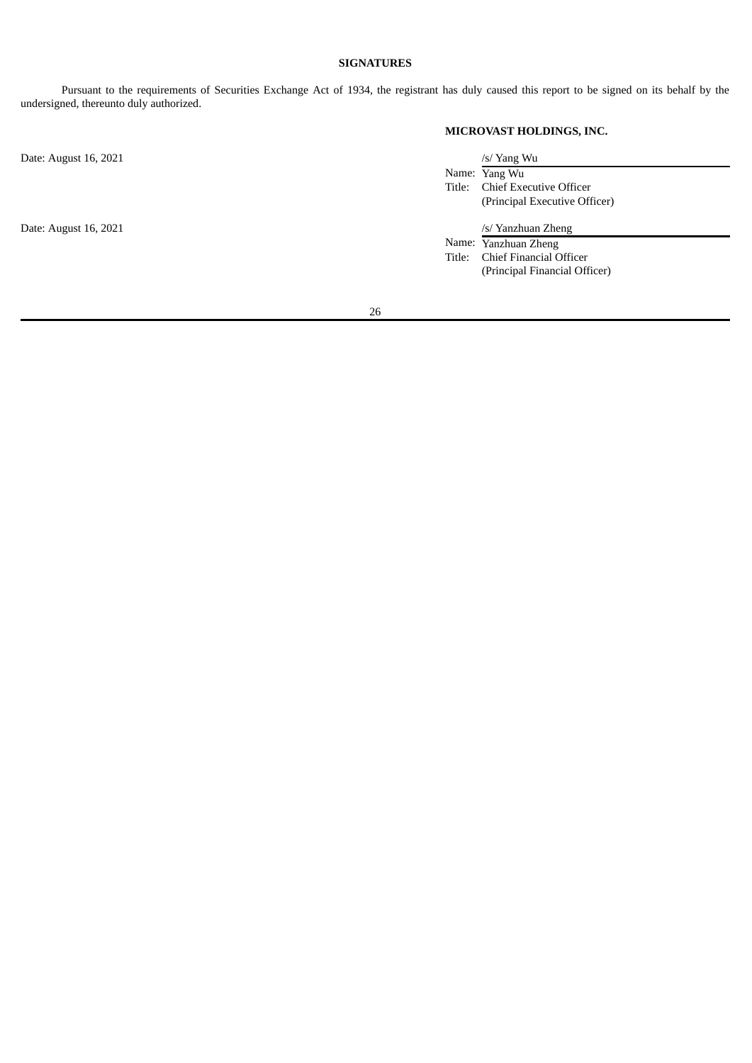**SIGNATURES**

Pursuant to the requirements of Securities Exchange Act of 1934, the registrant has duly caused this report to be signed on its behalf by the undersigned, thereunto duly authorized.

**MICROVAST HOLDINGS, INC.**

| | |
|---|---|
| Date: August 16, 2021 | /s/ Yang Wu<br>Name: Yang Wu<br>Title: Chief Executive Officer<br>(Principal Executive Officer) |
| Date: August 16, 2021 | /s/ Yanzhuan Zheng<br>Name: Yanzhuan Zheng<br>Title: Chief Financial Officer<br>(Principal Financial Officer) |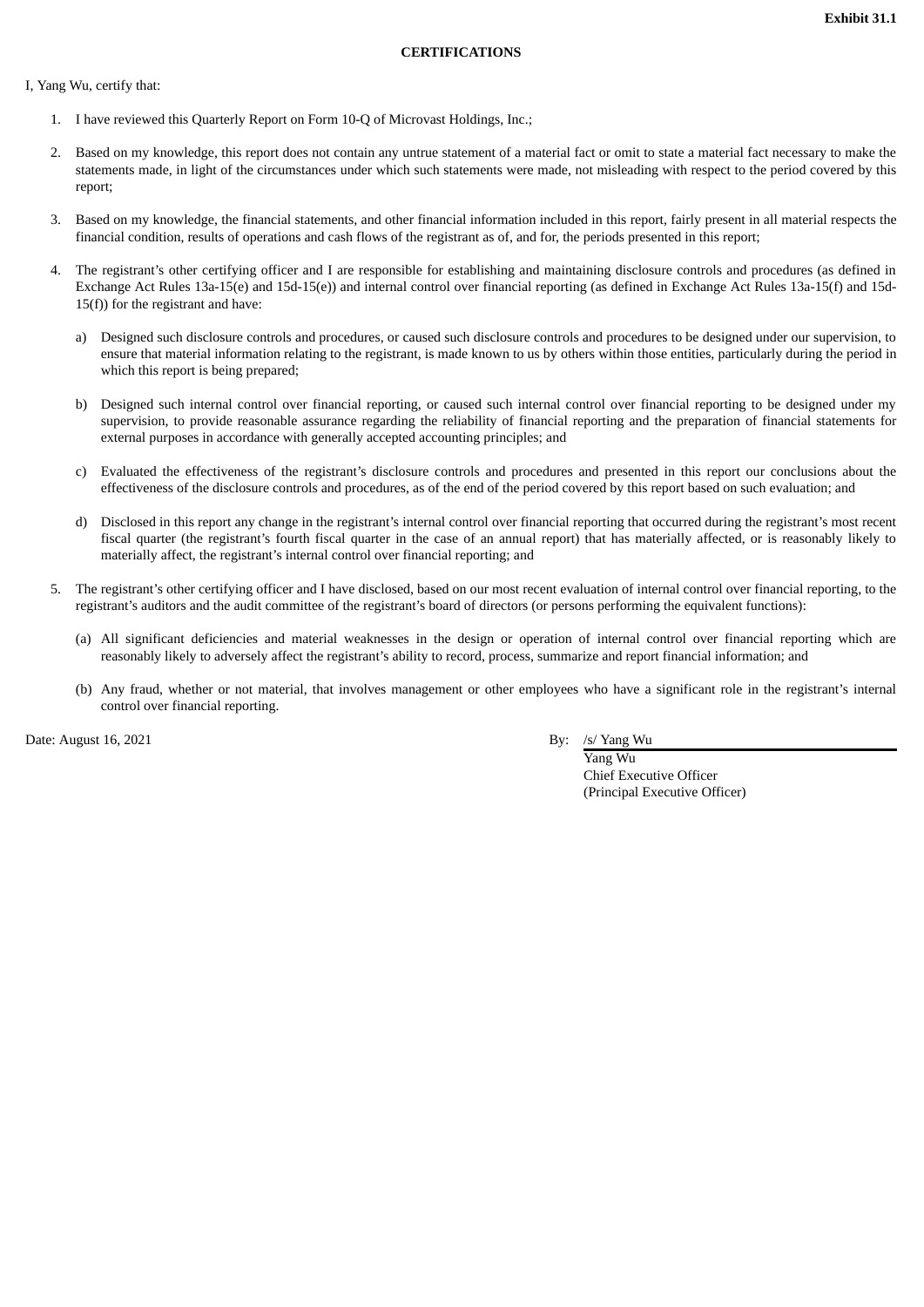**Exhibit 31.1**

**CERTIFICATIONS**

I, Yang Wu, certify that:

1. I have reviewed this Quarterly Report on Form 10-Q of Microvast Holdings, Inc.;

2. Based on my knowledge, this report does not contain any untrue statement of a material fact or omit to state a material fact necessary to make the statements made, in light of the circumstances under which such statements were made, not misleading with respect to the period covered by this report;

3. Based on my knowledge, the financial statements, and other financial information included in this report, fairly present in all material respects the financial condition, results of operations and cash flows of the registrant as of, and for, the periods presented in this report;

4. The registrant's other certifying officer and I are responsible for establishing and maintaining disclosure controls and procedures (as defined in Exchange Act Rules 13a-15(e) and 15d-15(e)) and internal control over financial reporting (as defined in Exchange Act Rules 13a-15(f) and 15d-15(f)) for the registrant and have:

   a) Designed such disclosure controls and procedures, or caused such disclosure controls and procedures to be designed under our supervision, to ensure that material information relating to the registrant, is made known to us by others within those entities, particularly during the period in which this report is being prepared;

   b) Designed such internal control over financial reporting, or caused such internal control over financial reporting to be designed under my supervision, to provide reasonable assurance regarding the reliability of financial reporting and the preparation of financial statements for external purposes in accordance with generally accepted accounting principles; and

   c) Evaluated the effectiveness of the registrant's disclosure controls and procedures and presented in this report our conclusions about the effectiveness of the disclosure controls and procedures, as of the end of the period covered by this report based on such evaluation; and

   d) Disclosed in this report any change in the registrant's internal control over financial reporting that occurred during the registrant's most recent fiscal quarter (the registrant's fourth fiscal quarter in the case of an annual report) that has materially affected, or is reasonably likely to materially affect, the registrant's internal control over financial reporting; and

5. The registrant's other certifying officer and I have disclosed, based on our most recent evaluation of internal control over financial reporting, to the registrant's auditors and the audit committee of the registrant's board of directors (or persons performing the equivalent functions):

   (a) All significant deficiencies and material weaknesses in the design or operation of internal control over financial reporting which are reasonably likely to adversely affect the registrant's ability to record, process, summarize and report financial information; and

   (b) Any fraud, whether or not material, that involves management or other employees who have a significant role in the registrant's internal control over financial reporting.

Date: August 16, 2021

By: /s/ Yang Wu
Yang Wu
Chief Executive Officer
(Principal Executive Officer)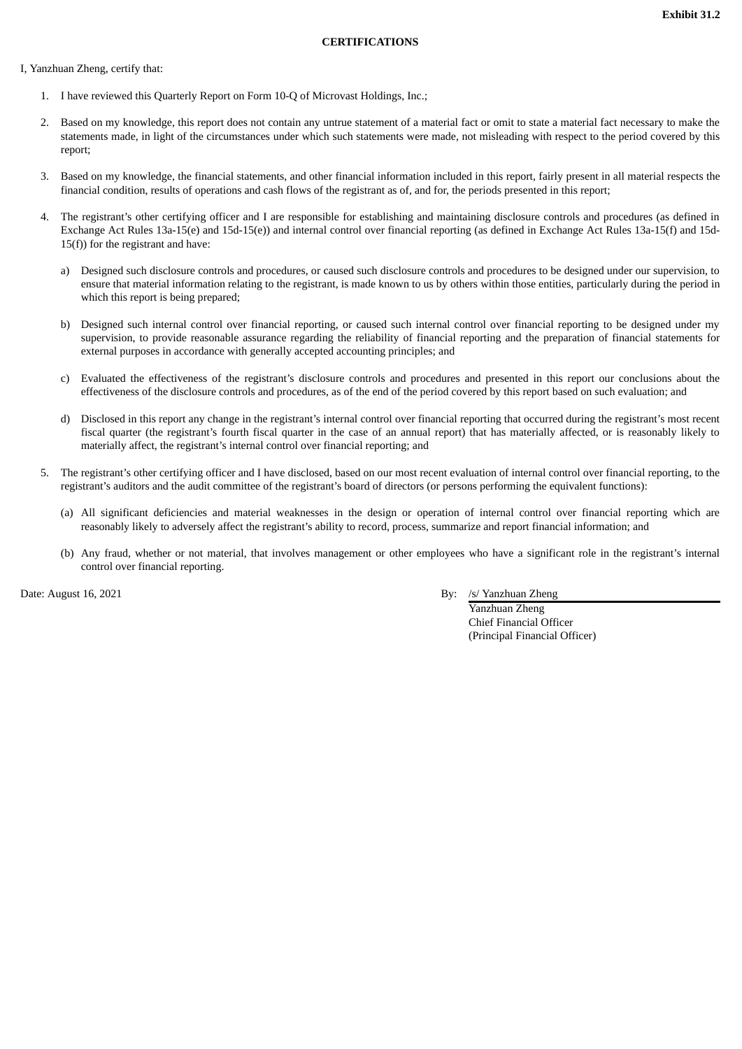**Exhibit 31.2**

**CERTIFICATIONS**

I, Yanzhuan Zheng, certify that:

1. I have reviewed this Quarterly Report on Form 10-Q of Microvast Holdings, Inc.;

2. Based on my knowledge, this report does not contain any untrue statement of a material fact or omit to state a material fact necessary to make the statements made, in light of the circumstances under which such statements were made, not misleading with respect to the period covered by this report;

3. Based on my knowledge, the financial statements, and other financial information included in this report, fairly present in all material respects the financial condition, results of operations and cash flows of the registrant as of, and for, the periods presented in this report;

4. The registrant's other certifying officer and I are responsible for establishing and maintaining disclosure controls and procedures (as defined in Exchange Act Rules 13a-15(e) and 15d-15(e)) and internal control over financial reporting (as defined in Exchange Act Rules 13a-15(f) and 15d-15(f)) for the registrant and have:

   a) Designed such disclosure controls and procedures, or caused such disclosure controls and procedures to be designed under our supervision, to ensure that material information relating to the registrant, is made known to us by others within those entities, particularly during the period in which this report is being prepared;

   b) Designed such internal control over financial reporting, or caused such internal control over financial reporting to be designed under my supervision, to provide reasonable assurance regarding the reliability of financial reporting and the preparation of financial statements for external purposes in accordance with generally accepted accounting principles; and

   c) Evaluated the effectiveness of the registrant's disclosure controls and procedures and presented in this report our conclusions about the effectiveness of the disclosure controls and procedures, as of the end of the period covered by this report based on such evaluation; and

   d) Disclosed in this report any change in the registrant's internal control over financial reporting that occurred during the registrant's most recent fiscal quarter (the registrant's fourth fiscal quarter in the case of an annual report) that has materially affected, or is reasonably likely to materially affect, the registrant's internal control over financial reporting; and

5. The registrant's other certifying officer and I have disclosed, based on our most recent evaluation of internal control over financial reporting, to the registrant's auditors and the audit committee of the registrant's board of directors (or persons performing the equivalent functions):

   (a) All significant deficiencies and material weaknesses in the design or operation of internal control over financial reporting which are reasonably likely to adversely affect the registrant's ability to record, process, summarize and report financial information; and

   (b) Any fraud, whether or not material, that involves management or other employees who have a significant role in the registrant's internal control over financial reporting.

Date: August 16, 2021

By: /s/ Yanzhuan Zheng
Yanzhuan Zheng
Chief Financial Officer
(Principal Financial Officer)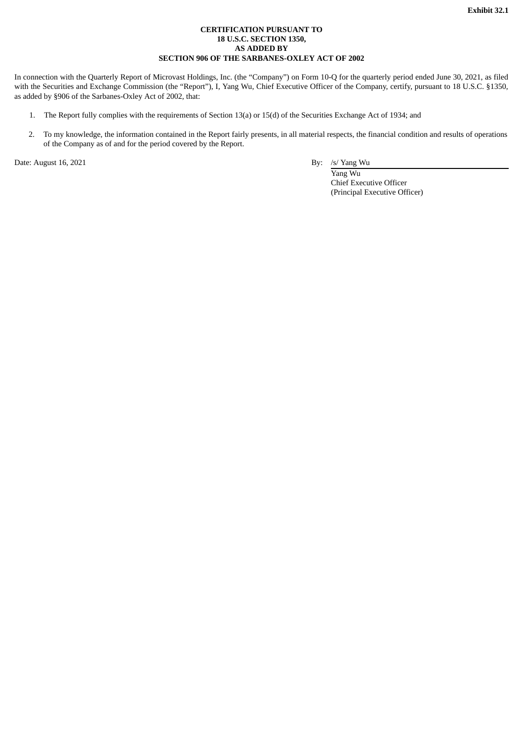**Exhibit 32.1**

**CERTIFICATION PURSUANT TO**
**18 U.S.C. SECTION 1350,**
**AS ADDED BY**
**SECTION 906 OF THE SARBANES-OXLEY ACT OF 2002**

In connection with the Quarterly Report of Microvast Holdings, Inc. (the "Company") on Form 10-Q for the quarterly period ended June 30, 2021, as filed with the Securities and Exchange Commission (the "Report"), I, Yang Wu, Chief Executive Officer of the Company, certify, pursuant to 18 U.S.C. §1350, as added by §906 of the Sarbanes-Oxley Act of 2002, that:

1. The Report fully complies with the requirements of Section 13(a) or 15(d) of the Securities Exchange Act of 1934; and
2. To my knowledge, the information contained in the Report fairly presents, in all material respects, the financial condition and results of operations of the Company as of and for the period covered by the Report.

Date: August 16, 2021

By: /s/ Yang Wu
Yang Wu
Chief Executive Officer
(Principal Executive Officer)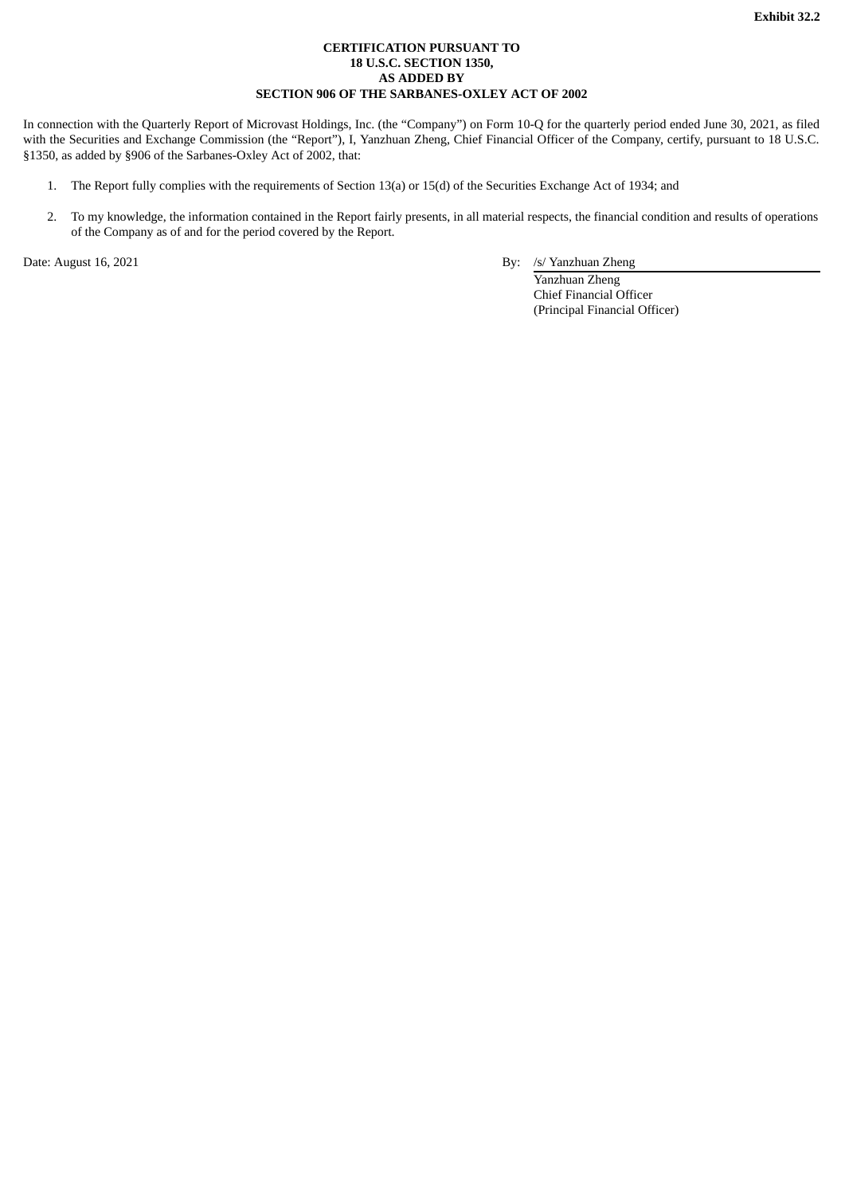**Exhibit 32.2**

**CERTIFICATION PURSUANT TO**
**18 U.S.C. SECTION 1350,**
**AS ADDED BY**
**SECTION 906 OF THE SARBANES-OXLEY ACT OF 2002**

In connection with the Quarterly Report of Microvast Holdings, Inc. (the "Company") on Form 10-Q for the quarterly period ended June 30, 2021, as filed with the Securities and Exchange Commission (the "Report"), I, Yanzhuan Zheng, Chief Financial Officer of the Company, certify, pursuant to 18 U.S.C. §1350, as added by §906 of the Sarbanes-Oxley Act of 2002, that:

1. The Report fully complies with the requirements of Section 13(a) or 15(d) of the Securities Exchange Act of 1934; and
2. To my knowledge, the information contained in the Report fairly presents, in all material respects, the financial condition and results of operations of the Company as of and for the period covered by the Report.

Date: August 16, 2021

By: /s/ Yanzhuan Zheng
Yanzhuan Zheng
Chief Financial Officer
(Principal Financial Officer)